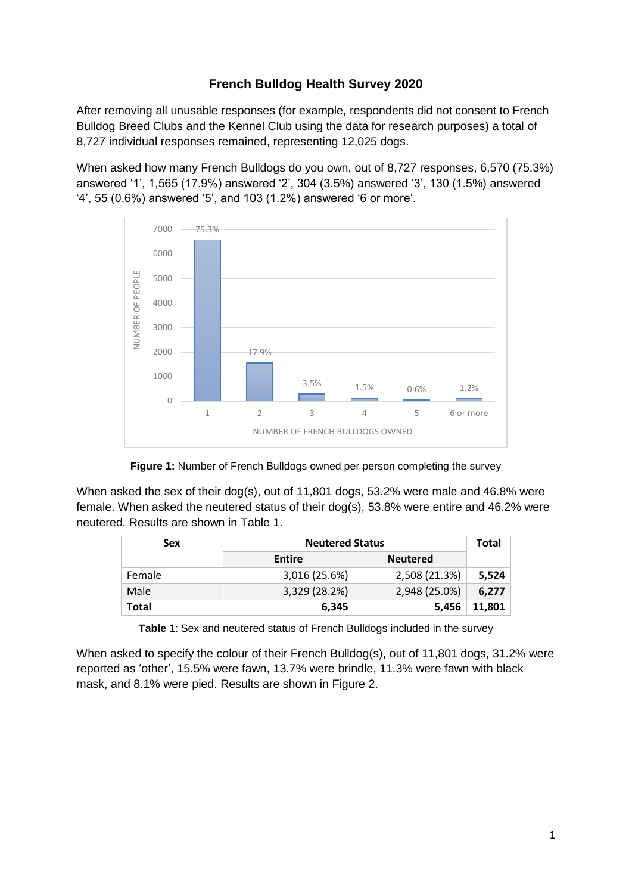# French Bulldog Health Survey 2020

After removing all unusable responses (for example, respondents did not consent to French Bulldog Breed Clubs and the Kennel Club using the data for research purposes) a total of 8,727 individual responses remained, representing 12,025 dogs.

When asked how many French Bulldogs do you own, out of 8,727 responses, 6,570 (75.3%) answered '1', 1,565 (17.9%) answered '2', 304 (3.5%) answered '3', 130 (1.5%) answered '4', 55 (0.6%) answered '5', and 103 (1.2%) answered '6 or more'.

**Figure 1:** Number of French Bulldogs owned per person completing the survey

When asked the sex of their dog(s), out of 11,801 dogs, 53.2% were male and 46.8% were female. When asked the neutered status of their dog(s), 53.8% were entire and 46.2% were neutered. Results are shown in Table 1.

| Sex | Neutered Status | | Total |
|---|---|---|---|
| | Entire | Neutered | |
| Female | 3,016 (25.6%) | 2,508 (21.3%) | **5,524** |
| Male | 3,329 (28.2%) | 2,948 (25.0%) | **6,277** |
| **Total** | **6,345** | **5,456** | **11,801** |

**Table 1**: Sex and neutered status of French Bulldogs included in the survey

When asked to specify the colour of their French Bulldog(s), out of 11,801 dogs, 31.2% were reported as 'other', 15.5% were fawn, 13.7% were brindle, 11.3% were fawn with black mask, and 8.1% were pied. Results are shown in Figure 2.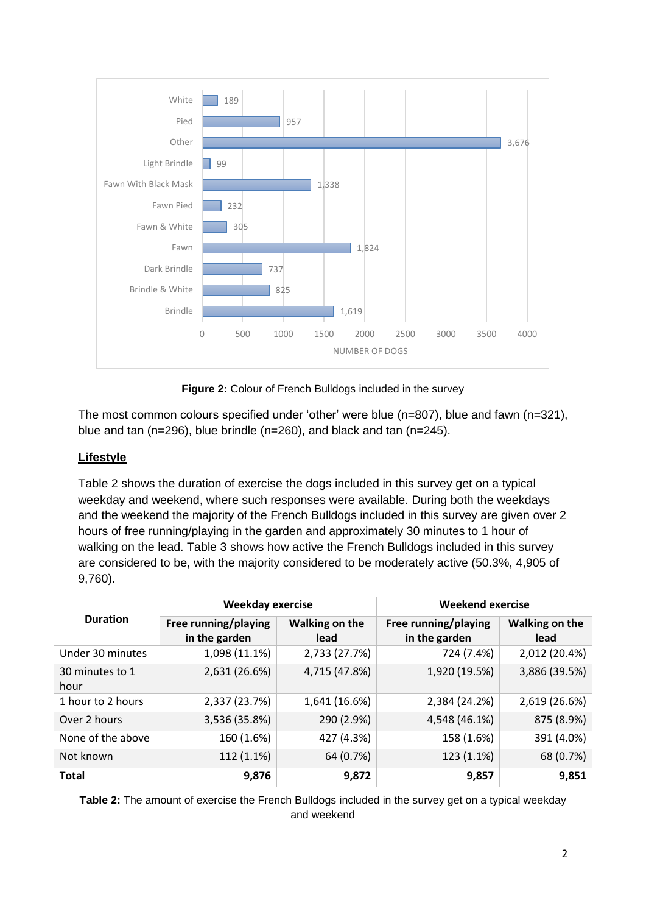| Colour | Number of dogs |
|---|---|
| White | 189 |
| Pied | 957 |
| Other | 3,676 |
| Light Brindle | 99 |
| Fawn With Black Mask | 1,338 |
| Fawn Pied | 232 |
| Fawn & White | 305 |
| Fawn | 1,824 |
| Dark Brindle | 737 |
| Brindle & White | 825 |
| Brindle | 1,619 |

**Figure 2:** Colour of French Bulldogs included in the survey

The most common colours specified under 'other' were blue (n=807), blue and fawn (n=321), blue and tan (n=296), blue brindle (n=260), and black and tan (n=245).

## Lifestyle

Table 2 shows the duration of exercise the dogs included in this survey get on a typical weekday and weekend, where such responses were available. During both the weekdays and the weekend the majority of the French Bulldogs included in this survey are given over 2 hours of free running/playing in the garden and approximately 30 minutes to 1 hour of walking on the lead. Table 3 shows how active the French Bulldogs included in this survey are considered to be, with the majority considered to be moderately active (50.3%, 4,905 of 9,760).

| Duration | Weekday exercise | | Weekend exercise | |
|---|---|---|---|---|
| | Free running/playing in the garden | Walking on the lead | Free running/playing in the garden | Walking on the lead |
| Under 30 minutes | 1,098 (11.1%) | 2,733 (27.7%) | 724 (7.4%) | 2,012 (20.4%) |
| 30 minutes to 1 hour | 2,631 (26.6%) | 4,715 (47.8%) | 1,920 (19.5%) | 3,886 (39.5%) |
| 1 hour to 2 hours | 2,337 (23.7%) | 1,641 (16.6%) | 2,384 (24.2%) | 2,619 (26.6%) |
| Over 2 hours | 3,536 (35.8%) | 290 (2.9%) | 4,548 (46.1%) | 875 (8.9%) |
| None of the above | 160 (1.6%) | 427 (4.3%) | 158 (1.6%) | 391 (4.0%) |
| Not known | 112 (1.1%) | 64 (0.7%) | 123 (1.1%) | 68 (0.7%) |
| **Total** | **9,876** | **9,872** | **9,857** | **9,851** |

**Table 2:** The amount of exercise the French Bulldogs included in the survey get on a typical weekday and weekend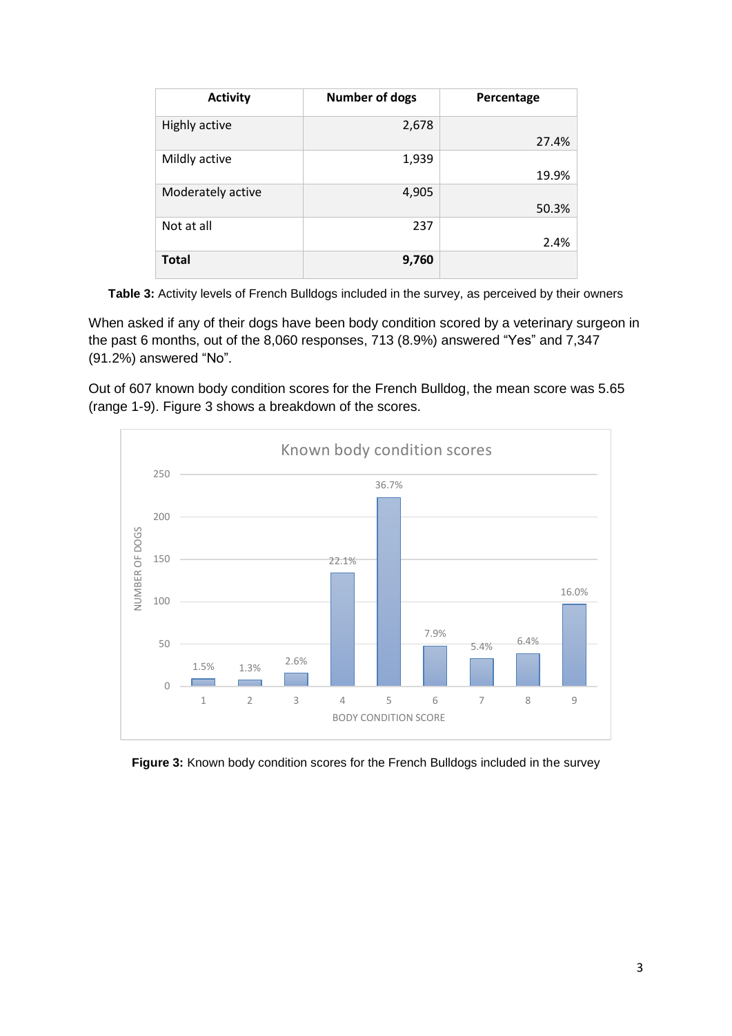| Activity | Number of dogs | Percentage |
|---|---|---|
| Highly active | 2,678 | 27.4% |
| Mildly active | 1,939 | 19.9% |
| Moderately active | 4,905 | 50.3% |
| Not at all | 237 | 2.4% |
| **Total** | **9,760** | |

**Table 3:** Activity levels of French Bulldogs included in the survey, as perceived by their owners

When asked if any of their dogs have been body condition scored by a veterinary surgeon in the past 6 months, out of the 8,060 responses, 713 (8.9%) answered "Yes" and 7,347 (91.2%) answered "No".

Out of 607 known body condition scores for the French Bulldog, the mean score was 5.65 (range 1-9). Figure 3 shows a breakdown of the scores.

**Figure 3:** Known body condition scores for the French Bulldogs included in the survey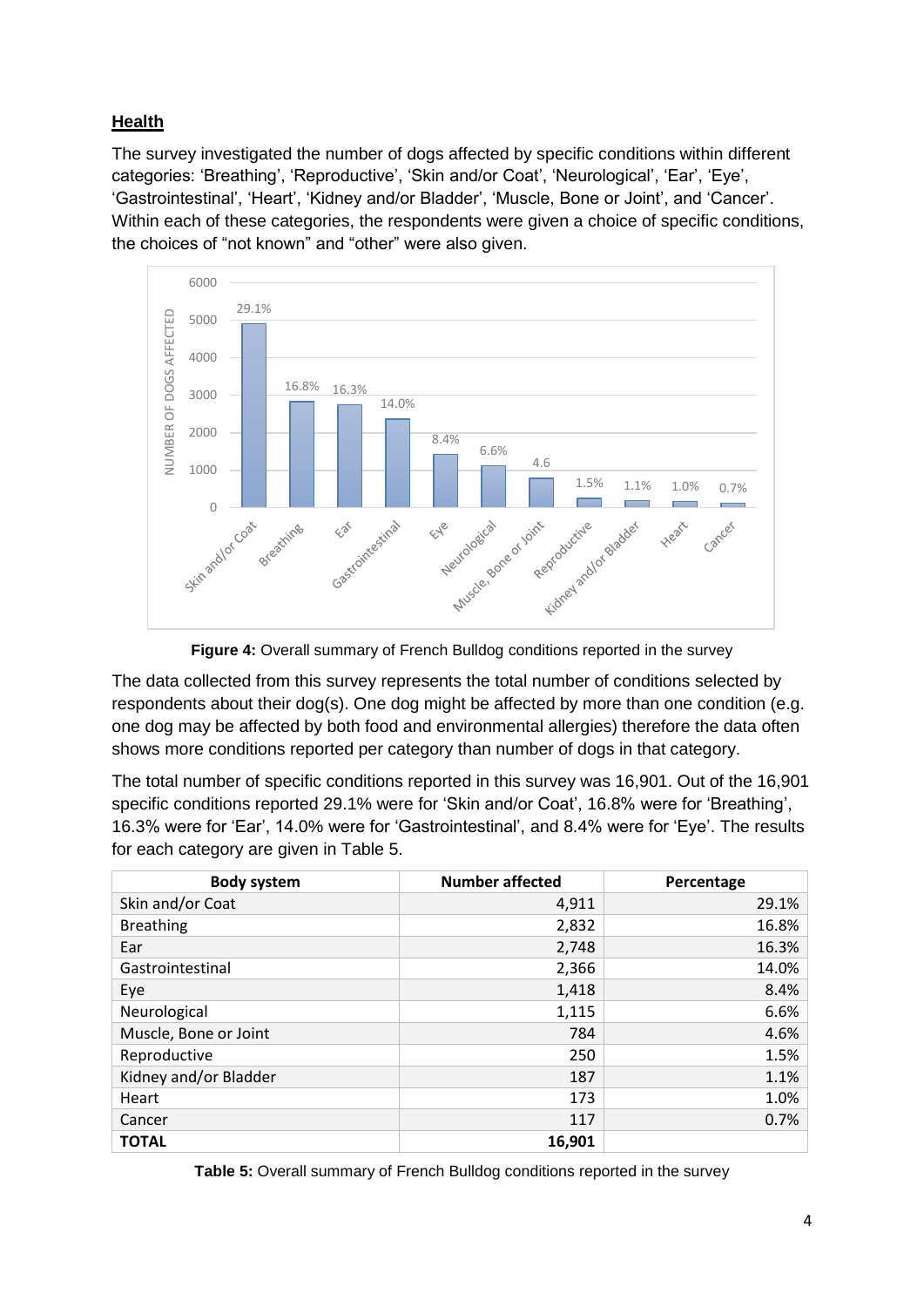## Health

The survey investigated the number of dogs affected by specific conditions within different categories: 'Breathing', 'Reproductive', 'Skin and/or Coat', 'Neurological', 'Ear', 'Eye', 'Gastrointestinal', 'Heart', 'Kidney and/or Bladder', 'Muscle, Bone or Joint', and 'Cancer'. Within each of these categories, the respondents were given a choice of specific conditions, the choices of "not known" and "other" were also given.

**Figure 4:** Overall summary of French Bulldog conditions reported in the survey

The data collected from this survey represents the total number of conditions selected by respondents about their dog(s). One dog might be affected by more than one condition (e.g. one dog may be affected by both food and environmental allergies) therefore the data often shows more conditions reported per category than number of dogs in that category.

The total number of specific conditions reported in this survey was 16,901. Out of the 16,901 specific conditions reported 29.1% were for 'Skin and/or Coat', 16.8% were for 'Breathing', 16.3% were for 'Ear', 14.0% were for 'Gastrointestinal', and 8.4% were for 'Eye'. The results for each category are given in Table 5.

| Body system | Number affected | Percentage |
|---|---|---|
| Skin and/or Coat | 4,911 | 29.1% |
| Breathing | 2,832 | 16.8% |
| Ear | 2,748 | 16.3% |
| Gastrointestinal | 2,366 | 14.0% |
| Eye | 1,418 | 8.4% |
| Neurological | 1,115 | 6.6% |
| Muscle, Bone or Joint | 784 | 4.6% |
| Reproductive | 250 | 1.5% |
| Kidney and/or Bladder | 187 | 1.1% |
| Heart | 173 | 1.0% |
| Cancer | 117 | 0.7% |
| **TOTAL** | **16,901** | |

**Table 5:** Overall summary of French Bulldog conditions reported in the survey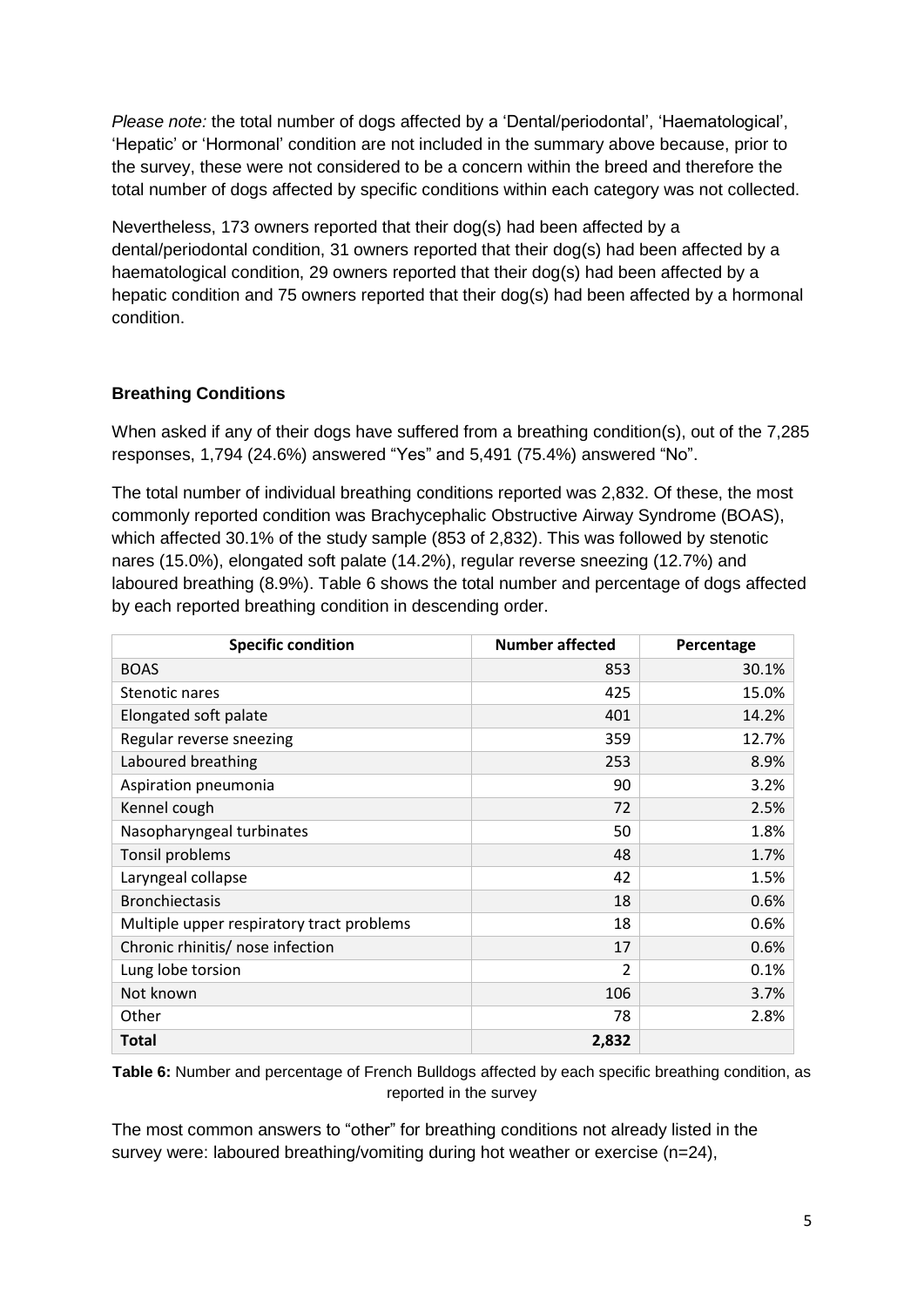*Please note:* the total number of dogs affected by a 'Dental/periodontal', 'Haematological', 'Hepatic' or 'Hormonal' condition are not included in the summary above because, prior to the survey, these were not considered to be a concern within the breed and therefore the total number of dogs affected by specific conditions within each category was not collected.

Nevertheless, 173 owners reported that their dog(s) had been affected by a dental/periodontal condition, 31 owners reported that their dog(s) had been affected by a haematological condition, 29 owners reported that their dog(s) had been affected by a hepatic condition and 75 owners reported that their dog(s) had been affected by a hormonal condition.

### Breathing Conditions

When asked if any of their dogs have suffered from a breathing condition(s), out of the 7,285 responses, 1,794 (24.6%) answered "Yes" and 5,491 (75.4%) answered "No".

The total number of individual breathing conditions reported was 2,832. Of these, the most commonly reported condition was Brachycephalic Obstructive Airway Syndrome (BOAS), which affected 30.1% of the study sample (853 of 2,832). This was followed by stenotic nares (15.0%), elongated soft palate (14.2%), regular reverse sneezing (12.7%) and laboured breathing (8.9%). Table 6 shows the total number and percentage of dogs affected by each reported breathing condition in descending order.

| Specific condition | Number affected | Percentage |
|---|---|---|
| BOAS | 853 | 30.1% |
| Stenotic nares | 425 | 15.0% |
| Elongated soft palate | 401 | 14.2% |
| Regular reverse sneezing | 359 | 12.7% |
| Laboured breathing | 253 | 8.9% |
| Aspiration pneumonia | 90 | 3.2% |
| Kennel cough | 72 | 2.5% |
| Nasopharyngeal turbinates | 50 | 1.8% |
| Tonsil problems | 48 | 1.7% |
| Laryngeal collapse | 42 | 1.5% |
| Bronchiectasis | 18 | 0.6% |
| Multiple upper respiratory tract problems | 18 | 0.6% |
| Chronic rhinitis/ nose infection | 17 | 0.6% |
| Lung lobe torsion | 2 | 0.1% |
| Not known | 106 | 3.7% |
| Other | 78 | 2.8% |
| **Total** | **2,832** | |

**Table 6:** Number and percentage of French Bulldogs affected by each specific breathing condition, as reported in the survey

The most common answers to "other" for breathing conditions not already listed in the survey were: laboured breathing/vomiting during hot weather or exercise (n=24),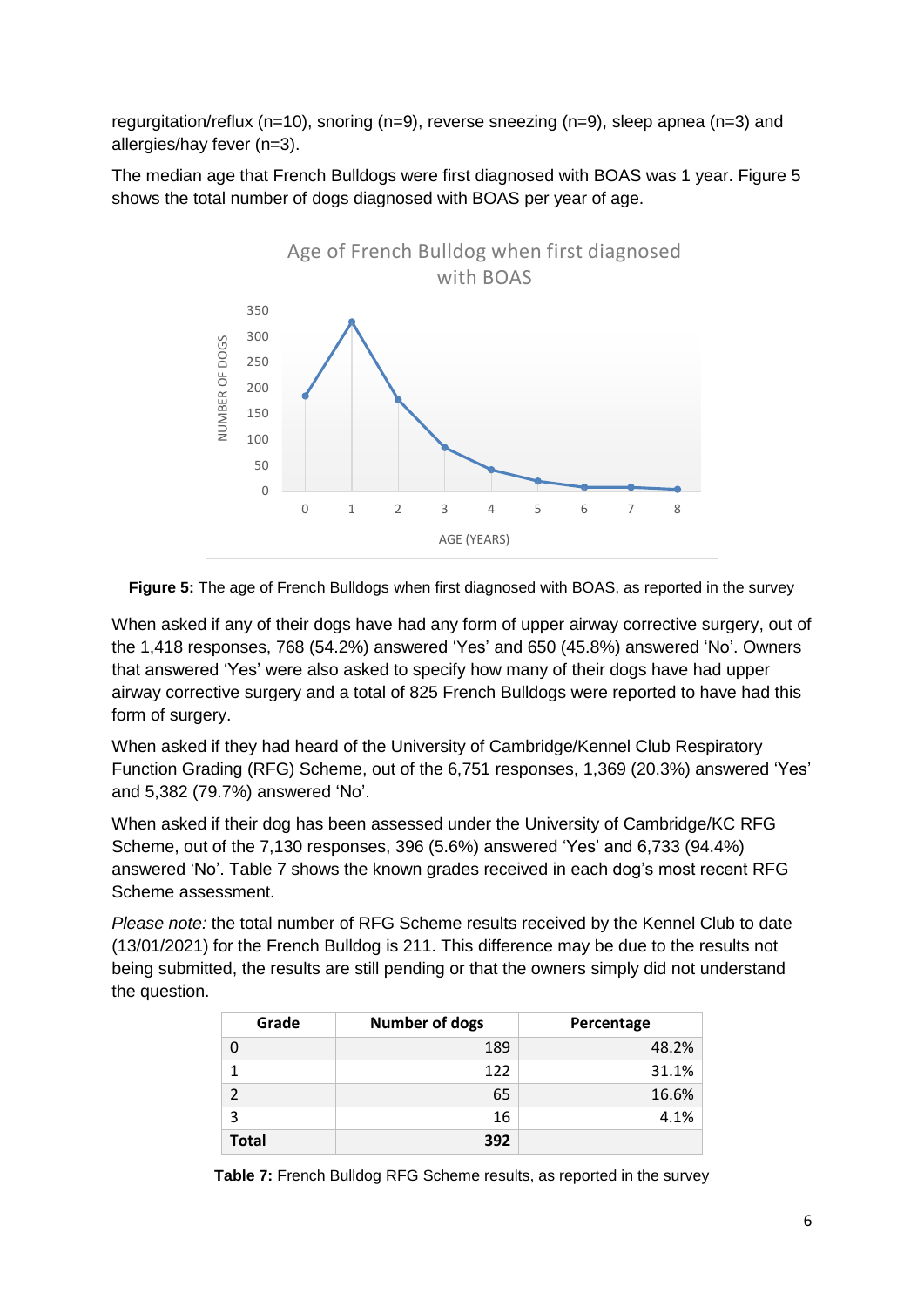regurgitation/reflux (n=10), snoring (n=9), reverse sneezing (n=9), sleep apnea (n=3) and allergies/hay fever (n=3).

The median age that French Bulldogs were first diagnosed with BOAS was 1 year. Figure 5 shows the total number of dogs diagnosed with BOAS per year of age.

**Figure 5:** The age of French Bulldogs when first diagnosed with BOAS, as reported in the survey

When asked if any of their dogs have had any form of upper airway corrective surgery, out of the 1,418 responses, 768 (54.2%) answered 'Yes' and 650 (45.8%) answered 'No'. Owners that answered 'Yes' were also asked to specify how many of their dogs have had upper airway corrective surgery and a total of 825 French Bulldogs were reported to have had this form of surgery.

When asked if they had heard of the University of Cambridge/Kennel Club Respiratory Function Grading (RFG) Scheme, out of the 6,751 responses, 1,369 (20.3%) answered 'Yes' and 5,382 (79.7%) answered 'No'.

When asked if their dog has been assessed under the University of Cambridge/KC RFG Scheme, out of the 7,130 responses, 396 (5.6%) answered 'Yes' and 6,733 (94.4%) answered 'No'. Table 7 shows the known grades received in each dog's most recent RFG Scheme assessment.

*Please note:* the total number of RFG Scheme results received by the Kennel Club to date (13/01/2021) for the French Bulldog is 211. This difference may be due to the results not being submitted, the results are still pending or that the owners simply did not understand the question.

| Grade | Number of dogs | Percentage |
|---|---|---|
| 0 | 189 | 48.2% |
| 1 | 122 | 31.1% |
| 2 | 65 | 16.6% |
| 3 | 16 | 4.1% |
| **Total** | **392** | |

**Table 7:** French Bulldog RFG Scheme results, as reported in the survey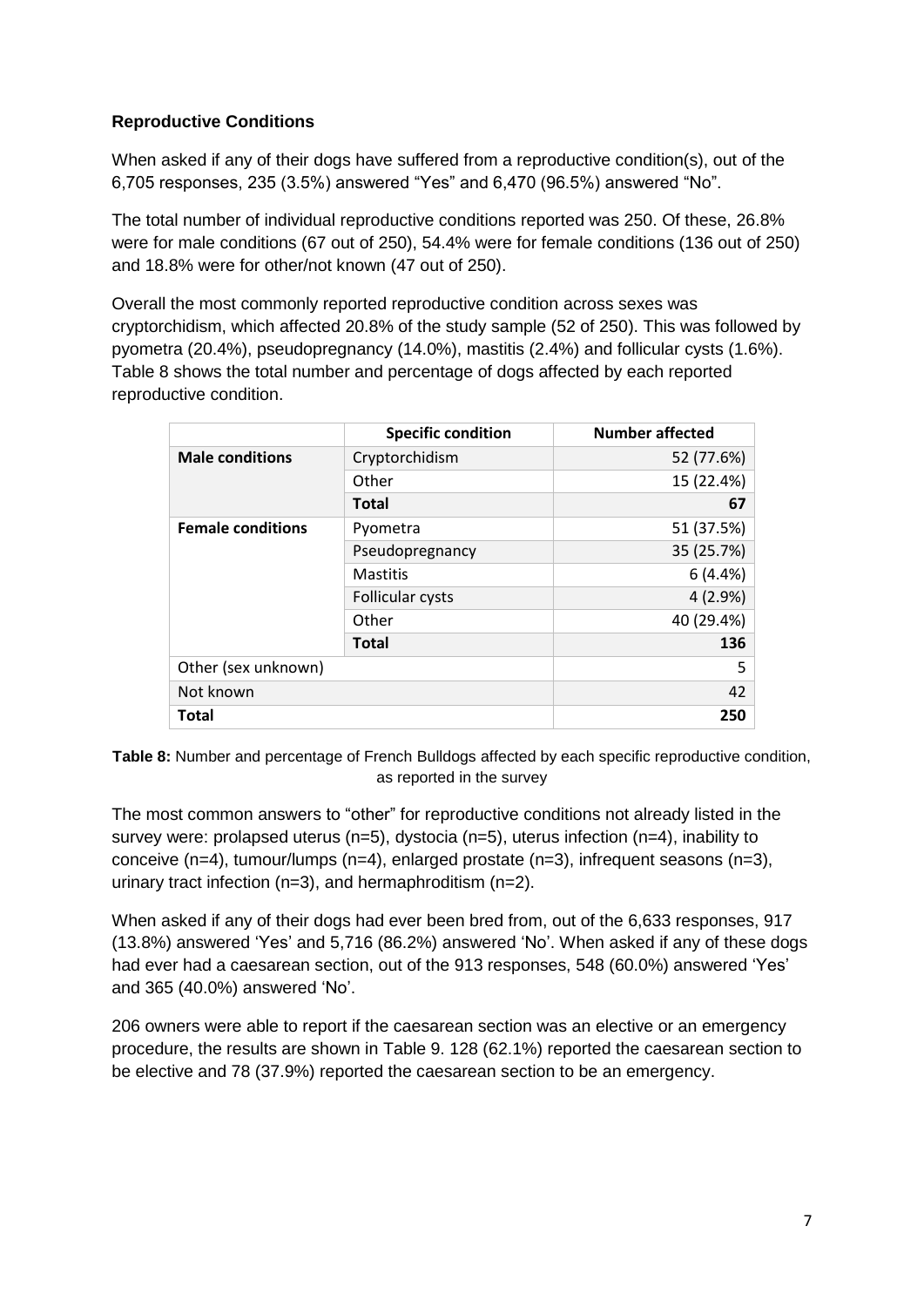**Reproductive Conditions**

When asked if any of their dogs have suffered from a reproductive condition(s), out of the 6,705 responses, 235 (3.5%) answered "Yes" and 6,470 (96.5%) answered "No".

The total number of individual reproductive conditions reported was 250. Of these, 26.8% were for male conditions (67 out of 250), 54.4% were for female conditions (136 out of 250) and 18.8% were for other/not known (47 out of 250).

Overall the most commonly reported reproductive condition across sexes was cryptorchidism, which affected 20.8% of the study sample (52 of 250). This was followed by pyometra (20.4%), pseudopregnancy (14.0%), mastitis (2.4%) and follicular cysts (1.6%). Table 8 shows the total number and percentage of dogs affected by each reported reproductive condition.

| | Specific condition | Number affected |
|---|---|---|
| **Male conditions** | Cryptorchidism | 52 (77.6%) |
| | Other | 15 (22.4%) |
| | **Total** | **67** |
| **Female conditions** | Pyometra | 51 (37.5%) |
| | Pseudopregnancy | 35 (25.7%) |
| | Mastitis | 6 (4.4%) |
| | Follicular cysts | 4 (2.9%) |
| | Other | 40 (29.4%) |
| | **Total** | **136** |
| Other (sex unknown) | | 5 |
| Not known | | 42 |
| **Total** | | **250** |

**Table 8:** Number and percentage of French Bulldogs affected by each specific reproductive condition, as reported in the survey

The most common answers to "other" for reproductive conditions not already listed in the survey were: prolapsed uterus (n=5), dystocia (n=5), uterus infection (n=4), inability to conceive (n=4), tumour/lumps (n=4), enlarged prostate (n=3), infrequent seasons (n=3), urinary tract infection (n=3), and hermaphroditism (n=2).

When asked if any of their dogs had ever been bred from, out of the 6,633 responses, 917 (13.8%) answered 'Yes' and 5,716 (86.2%) answered 'No'. When asked if any of these dogs had ever had a caesarean section, out of the 913 responses, 548 (60.0%) answered 'Yes' and 365 (40.0%) answered 'No'.

206 owners were able to report if the caesarean section was an elective or an emergency procedure, the results are shown in Table 9. 128 (62.1%) reported the caesarean section to be elective and 78 (37.9%) reported the caesarean section to be an emergency.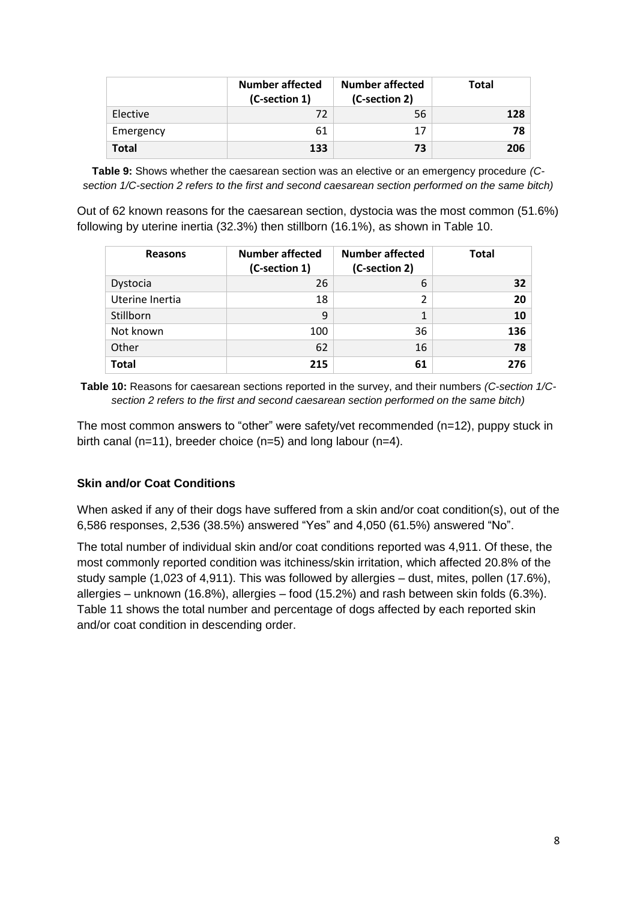|  | Number affected (C-section 1) | Number affected (C-section 2) | Total |
|---|---|---|---|
| Elective | 72 | 56 | **128** |
| Emergency | 61 | 17 | **78** |
| **Total** | **133** | **73** | **206** |

**Table 9:** Shows whether the caesarean section was an elective or an emergency procedure *(C-section 1/C-section 2 refers to the first and second caesarean section performed on the same bitch)*

Out of 62 known reasons for the caesarean section, dystocia was the most common (51.6%) following by uterine inertia (32.3%) then stillborn (16.1%), as shown in Table 10.

| Reasons | Number affected (C-section 1) | Number affected (C-section 2) | Total |
|---|---|---|---|
| Dystocia | 26 | 6 | **32** |
| Uterine Inertia | 18 | 2 | **20** |
| Stillborn | 9 | 1 | **10** |
| Not known | 100 | 36 | **136** |
| Other | 62 | 16 | **78** |
| **Total** | **215** | **61** | **276** |

**Table 10:** Reasons for caesarean sections reported in the survey, and their numbers *(C-section 1/C-section 2 refers to the first and second caesarean section performed on the same bitch)*

The most common answers to "other" were safety/vet recommended (n=12), puppy stuck in birth canal (n=11), breeder choice (n=5) and long labour (n=4).

### Skin and/or Coat Conditions

When asked if any of their dogs have suffered from a skin and/or coat condition(s), out of the 6,586 responses, 2,536 (38.5%) answered "Yes" and 4,050 (61.5%) answered "No".

The total number of individual skin and/or coat conditions reported was 4,911. Of these, the most commonly reported condition was itchiness/skin irritation, which affected 20.8% of the study sample (1,023 of 4,911). This was followed by allergies – dust, mites, pollen (17.6%), allergies – unknown (16.8%), allergies – food (15.2%) and rash between skin folds (6.3%). Table 11 shows the total number and percentage of dogs affected by each reported skin and/or coat condition in descending order.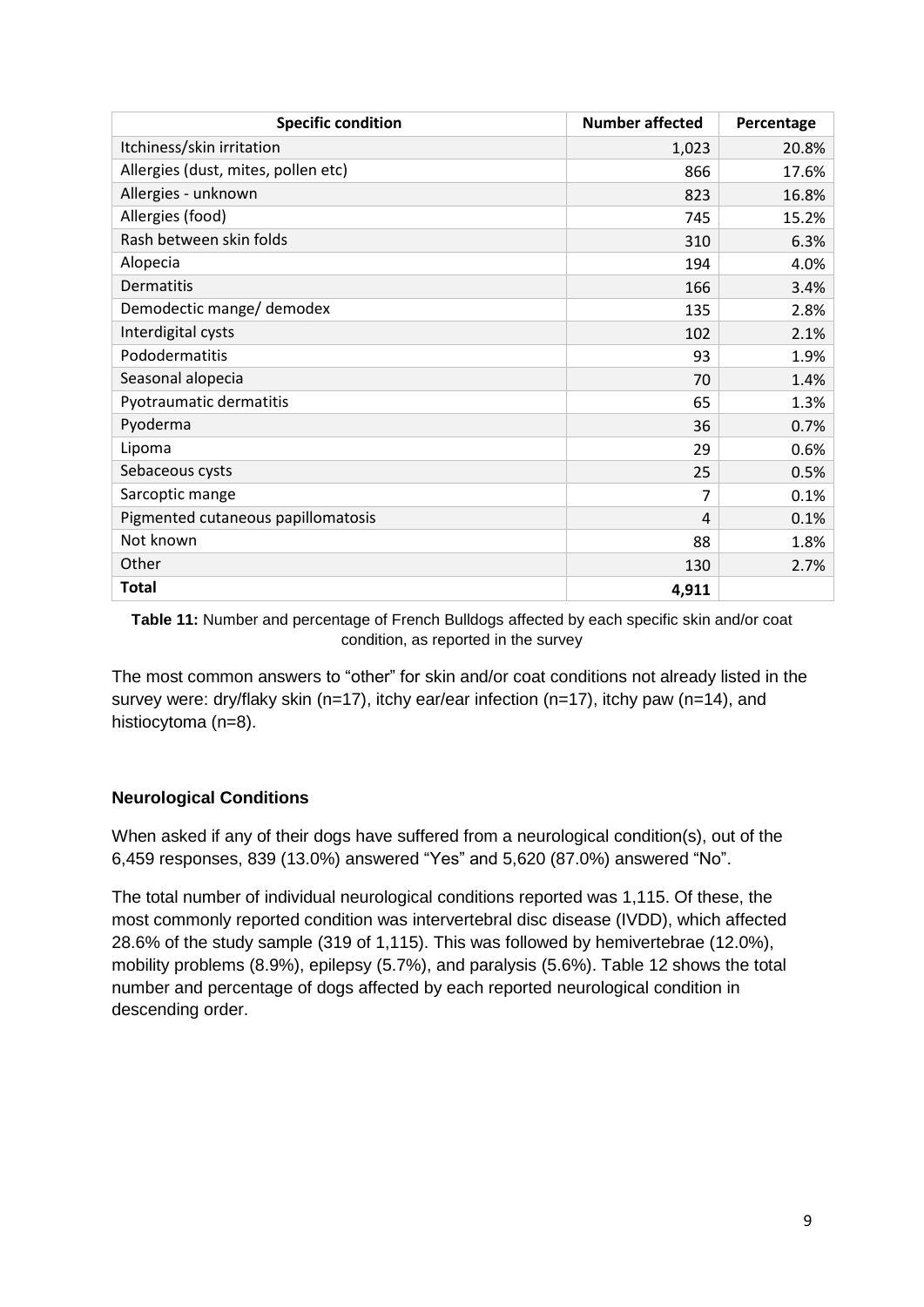| Specific condition | Number affected | Percentage |
|---|---|---|
| Itchiness/skin irritation | 1,023 | 20.8% |
| Allergies (dust, mites, pollen etc) | 866 | 17.6% |
| Allergies - unknown | 823 | 16.8% |
| Allergies (food) | 745 | 15.2% |
| Rash between skin folds | 310 | 6.3% |
| Alopecia | 194 | 4.0% |
| Dermatitis | 166 | 3.4% |
| Demodectic mange/ demodex | 135 | 2.8% |
| Interdigital cysts | 102 | 2.1% |
| Pododermatitis | 93 | 1.9% |
| Seasonal alopecia | 70 | 1.4% |
| Pyotraumatic dermatitis | 65 | 1.3% |
| Pyoderma | 36 | 0.7% |
| Lipoma | 29 | 0.6% |
| Sebaceous cysts | 25 | 0.5% |
| Sarcoptic mange | 7 | 0.1% |
| Pigmented cutaneous papillomatosis | 4 | 0.1% |
| Not known | 88 | 1.8% |
| Other | 130 | 2.7% |
| **Total** | **4,911** | |

**Table 11:** Number and percentage of French Bulldogs affected by each specific skin and/or coat condition, as reported in the survey

The most common answers to "other" for skin and/or coat conditions not already listed in the survey were: dry/flaky skin (n=17), itchy ear/ear infection (n=17), itchy paw (n=14), and histiocytoma (n=8).

### Neurological Conditions

When asked if any of their dogs have suffered from a neurological condition(s), out of the 6,459 responses, 839 (13.0%) answered "Yes" and 5,620 (87.0%) answered "No".

The total number of individual neurological conditions reported was 1,115. Of these, the most commonly reported condition was intervertebral disc disease (IVDD), which affected 28.6% of the study sample (319 of 1,115). This was followed by hemivertebrae (12.0%), mobility problems (8.9%), epilepsy (5.7%), and paralysis (5.6%). Table 12 shows the total number and percentage of dogs affected by each reported neurological condition in descending order.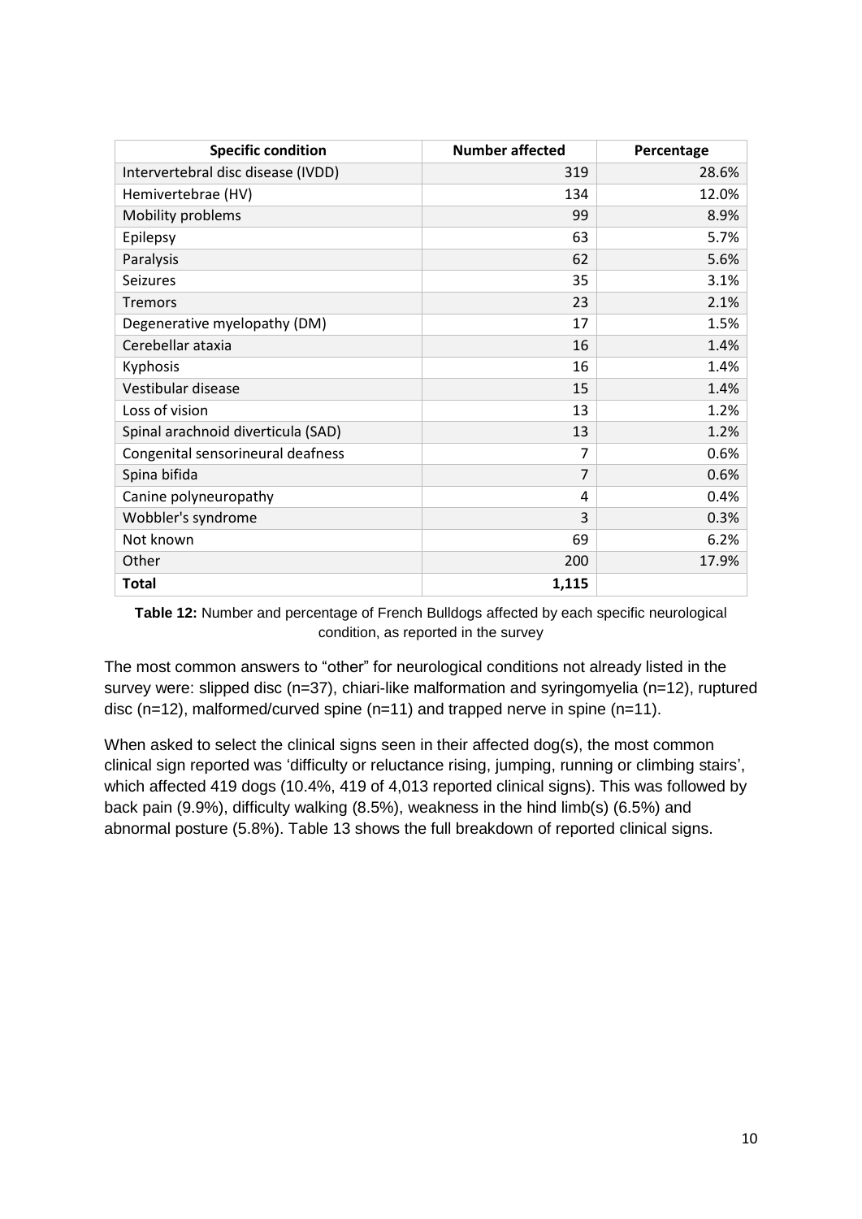| Specific condition | Number affected | Percentage |
|---|---|---|
| Intervertebral disc disease (IVDD) | 319 | 28.6% |
| Hemivertebrae (HV) | 134 | 12.0% |
| Mobility problems | 99 | 8.9% |
| Epilepsy | 63 | 5.7% |
| Paralysis | 62 | 5.6% |
| Seizures | 35 | 3.1% |
| Tremors | 23 | 2.1% |
| Degenerative myelopathy (DM) | 17 | 1.5% |
| Cerebellar ataxia | 16 | 1.4% |
| Kyphosis | 16 | 1.4% |
| Vestibular disease | 15 | 1.4% |
| Loss of vision | 13 | 1.2% |
| Spinal arachnoid diverticula (SAD) | 13 | 1.2% |
| Congenital sensorineural deafness | 7 | 0.6% |
| Spina bifida | 7 | 0.6% |
| Canine polyneuropathy | 4 | 0.4% |
| Wobbler's syndrome | 3 | 0.3% |
| Not known | 69 | 6.2% |
| Other | 200 | 17.9% |
| **Total** | **1,115** | |

**Table 12:** Number and percentage of French Bulldogs affected by each specific neurological condition, as reported in the survey

The most common answers to "other" for neurological conditions not already listed in the survey were: slipped disc (n=37), chiari-like malformation and syringomyelia (n=12), ruptured disc (n=12), malformed/curved spine (n=11) and trapped nerve in spine (n=11).

When asked to select the clinical signs seen in their affected dog(s), the most common clinical sign reported was 'difficulty or reluctance rising, jumping, running or climbing stairs', which affected 419 dogs (10.4%, 419 of 4,013 reported clinical signs). This was followed by back pain (9.9%), difficulty walking (8.5%), weakness in the hind limb(s) (6.5%) and abnormal posture (5.8%). Table 13 shows the full breakdown of reported clinical signs.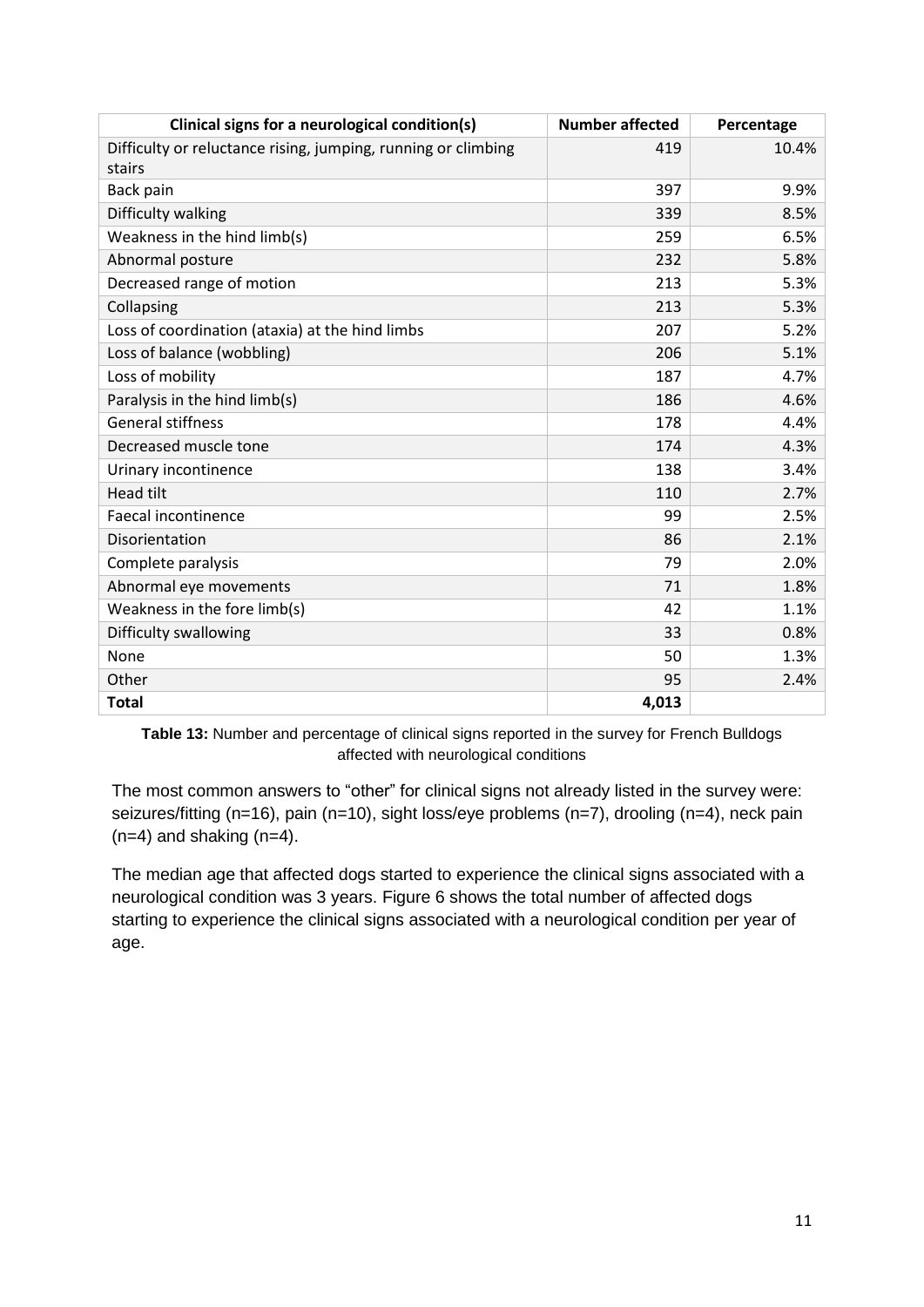| Clinical signs for a neurological condition(s) | Number affected | Percentage |
|---|---|---|
| Difficulty or reluctance rising, jumping, running or climbing stairs | 419 | 10.4% |
| Back pain | 397 | 9.9% |
| Difficulty walking | 339 | 8.5% |
| Weakness in the hind limb(s) | 259 | 6.5% |
| Abnormal posture | 232 | 5.8% |
| Decreased range of motion | 213 | 5.3% |
| Collapsing | 213 | 5.3% |
| Loss of coordination (ataxia) at the hind limbs | 207 | 5.2% |
| Loss of balance (wobbling) | 206 | 5.1% |
| Loss of mobility | 187 | 4.7% |
| Paralysis in the hind limb(s) | 186 | 4.6% |
| General stiffness | 178 | 4.4% |
| Decreased muscle tone | 174 | 4.3% |
| Urinary incontinence | 138 | 3.4% |
| Head tilt | 110 | 2.7% |
| Faecal incontinence | 99 | 2.5% |
| Disorientation | 86 | 2.1% |
| Complete paralysis | 79 | 2.0% |
| Abnormal eye movements | 71 | 1.8% |
| Weakness in the fore limb(s) | 42 | 1.1% |
| Difficulty swallowing | 33 | 0.8% |
| None | 50 | 1.3% |
| Other | 95 | 2.4% |
| **Total** | **4,013** | |

**Table 13:** Number and percentage of clinical signs reported in the survey for French Bulldogs affected with neurological conditions

The most common answers to "other" for clinical signs not already listed in the survey were: seizures/fitting (n=16), pain (n=10), sight loss/eye problems (n=7), drooling (n=4), neck pain (n=4) and shaking (n=4).

The median age that affected dogs started to experience the clinical signs associated with a neurological condition was 3 years. Figure 6 shows the total number of affected dogs starting to experience the clinical signs associated with a neurological condition per year of age.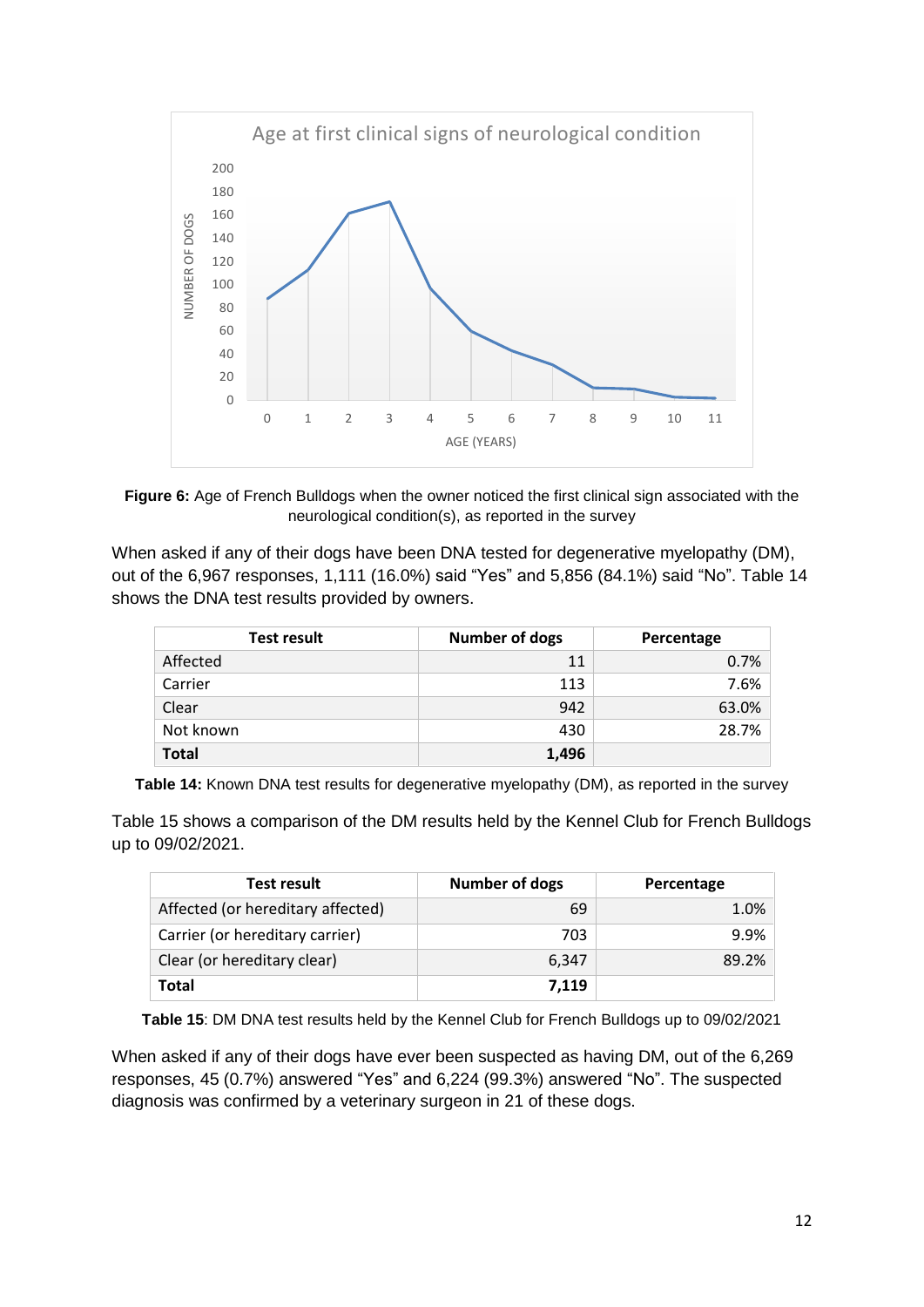**Figure 6:** Age of French Bulldogs when the owner noticed the first clinical sign associated with the neurological condition(s), as reported in the survey

When asked if any of their dogs have been DNA tested for degenerative myelopathy (DM), out of the 6,967 responses, 1,111 (16.0%) said "Yes" and 5,856 (84.1%) said "No". Table 14 shows the DNA test results provided by owners.

| Test result | Number of dogs | Percentage |
|---|---|---|
| Affected | 11 | 0.7% |
| Carrier | 113 | 7.6% |
| Clear | 942 | 63.0% |
| Not known | 430 | 28.7% |
| **Total** | **1,496** | |

**Table 14:** Known DNA test results for degenerative myelopathy (DM), as reported in the survey

Table 15 shows a comparison of the DM results held by the Kennel Club for French Bulldogs up to 09/02/2021.

| Test result | Number of dogs | Percentage |
|---|---|---|
| Affected (or hereditary affected) | 69 | 1.0% |
| Carrier (or hereditary carrier) | 703 | 9.9% |
| Clear (or hereditary clear) | 6,347 | 89.2% |
| **Total** | **7,119** | |

**Table 15**: DM DNA test results held by the Kennel Club for French Bulldogs up to 09/02/2021

When asked if any of their dogs have ever been suspected as having DM, out of the 6,269 responses, 45 (0.7%) answered "Yes" and 6,224 (99.3%) answered "No". The suspected diagnosis was confirmed by a veterinary surgeon in 21 of these dogs.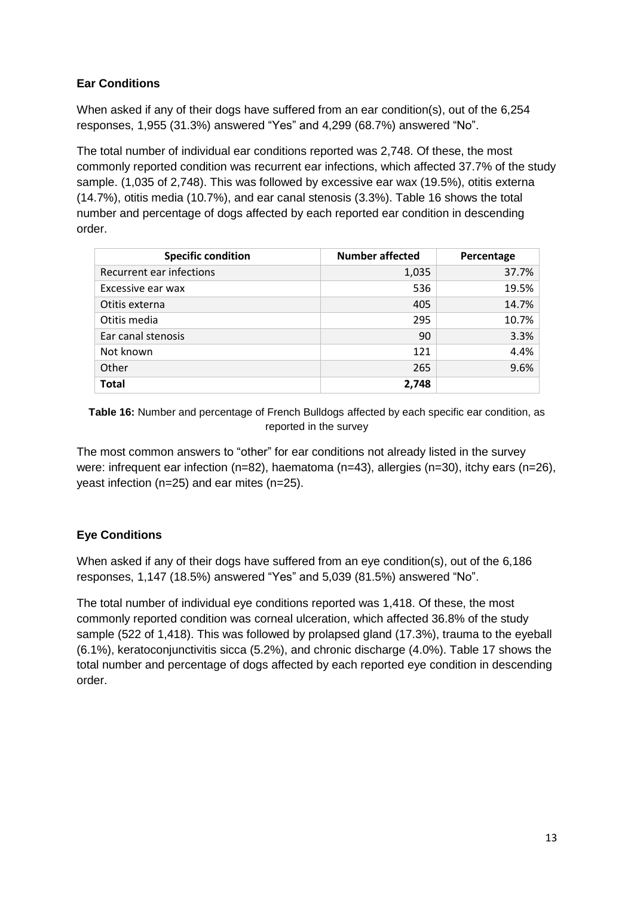### Ear Conditions

When asked if any of their dogs have suffered from an ear condition(s), out of the 6,254 responses, 1,955 (31.3%) answered "Yes" and 4,299 (68.7%) answered "No".

The total number of individual ear conditions reported was 2,748. Of these, the most commonly reported condition was recurrent ear infections, which affected 37.7% of the study sample. (1,035 of 2,748). This was followed by excessive ear wax (19.5%), otitis externa (14.7%), otitis media (10.7%), and ear canal stenosis (3.3%). Table 16 shows the total number and percentage of dogs affected by each reported ear condition in descending order.

| Specific condition | Number affected | Percentage |
| --- | --- | --- |
| Recurrent ear infections | 1,035 | 37.7% |
| Excessive ear wax | 536 | 19.5% |
| Otitis externa | 405 | 14.7% |
| Otitis media | 295 | 10.7% |
| Ear canal stenosis | 90 | 3.3% |
| Not known | 121 | 4.4% |
| Other | 265 | 9.6% |
| **Total** | **2,748** | |

**Table 16:** Number and percentage of French Bulldogs affected by each specific ear condition, as reported in the survey

The most common answers to "other" for ear conditions not already listed in the survey were: infrequent ear infection (n=82), haematoma (n=43), allergies (n=30), itchy ears (n=26), yeast infection (n=25) and ear mites (n=25).

### Eye Conditions

When asked if any of their dogs have suffered from an eye condition(s), out of the 6,186 responses, 1,147 (18.5%) answered "Yes" and 5,039 (81.5%) answered "No".

The total number of individual eye conditions reported was 1,418. Of these, the most commonly reported condition was corneal ulceration, which affected 36.8% of the study sample (522 of 1,418). This was followed by prolapsed gland (17.3%), trauma to the eyeball (6.1%), keratoconjunctivitis sicca (5.2%), and chronic discharge (4.0%). Table 17 shows the total number and percentage of dogs affected by each reported eye condition in descending order.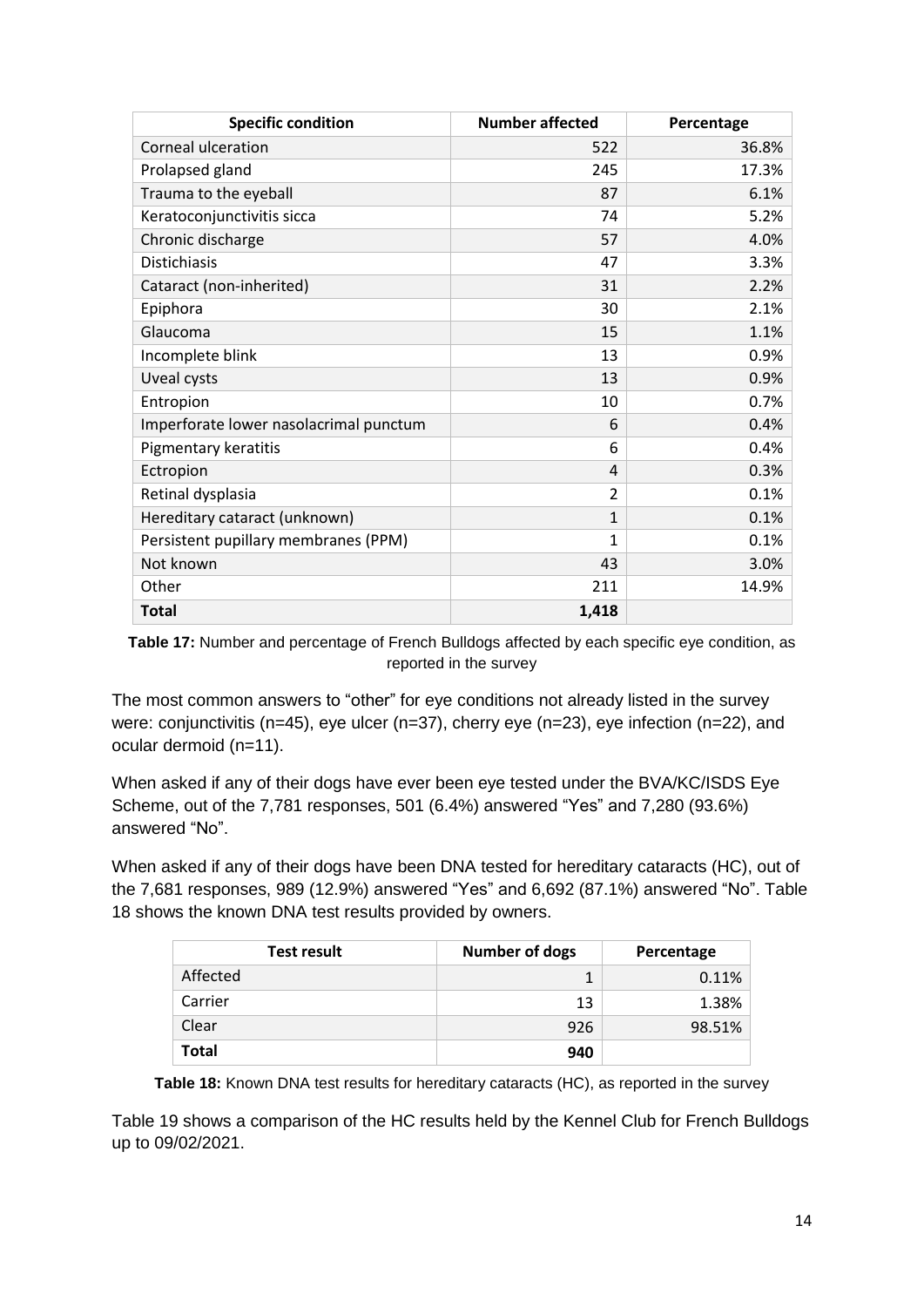| Specific condition | Number affected | Percentage |
| --- | --- | --- |
| Corneal ulceration | 522 | 36.8% |
| Prolapsed gland | 245 | 17.3% |
| Trauma to the eyeball | 87 | 6.1% |
| Keratoconjunctivitis sicca | 74 | 5.2% |
| Chronic discharge | 57 | 4.0% |
| Distichiasis | 47 | 3.3% |
| Cataract (non-inherited) | 31 | 2.2% |
| Epiphora | 30 | 2.1% |
| Glaucoma | 15 | 1.1% |
| Incomplete blink | 13 | 0.9% |
| Uveal cysts | 13 | 0.9% |
| Entropion | 10 | 0.7% |
| Imperforate lower nasolacrimal punctum | 6 | 0.4% |
| Pigmentary keratitis | 6 | 0.4% |
| Ectropion | 4 | 0.3% |
| Retinal dysplasia | 2 | 0.1% |
| Hereditary cataract (unknown) | 1 | 0.1% |
| Persistent pupillary membranes (PPM) | 1 | 0.1% |
| Not known | 43 | 3.0% |
| Other | 211 | 14.9% |
| **Total** | **1,418** | |

**Table 17:** Number and percentage of French Bulldogs affected by each specific eye condition, as reported in the survey

The most common answers to "other" for eye conditions not already listed in the survey were: conjunctivitis (n=45), eye ulcer (n=37), cherry eye (n=23), eye infection (n=22), and ocular dermoid (n=11).

When asked if any of their dogs have ever been eye tested under the BVA/KC/ISDS Eye Scheme, out of the 7,781 responses, 501 (6.4%) answered "Yes" and 7,280 (93.6%) answered "No".

When asked if any of their dogs have been DNA tested for hereditary cataracts (HC), out of the 7,681 responses, 989 (12.9%) answered "Yes" and 6,692 (87.1%) answered "No". Table 18 shows the known DNA test results provided by owners.

| Test result | Number of dogs | Percentage |
| --- | --- | --- |
| Affected | 1 | 0.11% |
| Carrier | 13 | 1.38% |
| Clear | 926 | 98.51% |
| **Total** | **940** | |

**Table 18:** Known DNA test results for hereditary cataracts (HC), as reported in the survey

Table 19 shows a comparison of the HC results held by the Kennel Club for French Bulldogs up to 09/02/2021.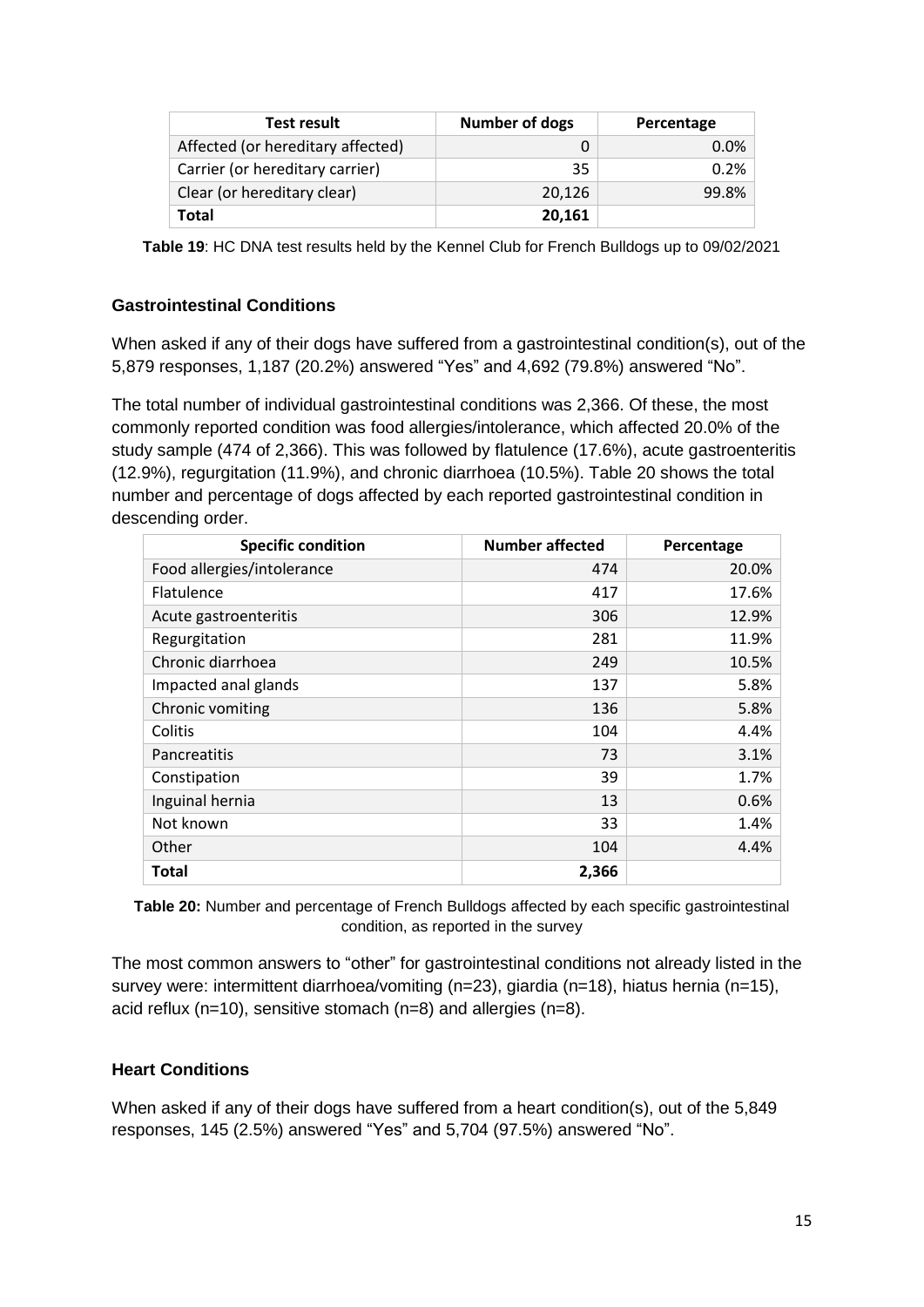| Test result | Number of dogs | Percentage |
|---|---|---|
| Affected (or hereditary affected) | 0 | 0.0% |
| Carrier (or hereditary carrier) | 35 | 0.2% |
| Clear (or hereditary clear) | 20,126 | 99.8% |
| **Total** | **20,161** | |

**Table 19**: HC DNA test results held by the Kennel Club for French Bulldogs up to 09/02/2021

### Gastrointestinal Conditions

When asked if any of their dogs have suffered from a gastrointestinal condition(s), out of the 5,879 responses, 1,187 (20.2%) answered "Yes" and 4,692 (79.8%) answered "No".

The total number of individual gastrointestinal conditions was 2,366. Of these, the most commonly reported condition was food allergies/intolerance, which affected 20.0% of the study sample (474 of 2,366). This was followed by flatulence (17.6%), acute gastroenteritis (12.9%), regurgitation (11.9%), and chronic diarrhoea (10.5%). Table 20 shows the total number and percentage of dogs affected by each reported gastrointestinal condition in descending order.

| Specific condition | Number affected | Percentage |
|---|---|---|
| Food allergies/intolerance | 474 | 20.0% |
| Flatulence | 417 | 17.6% |
| Acute gastroenteritis | 306 | 12.9% |
| Regurgitation | 281 | 11.9% |
| Chronic diarrhoea | 249 | 10.5% |
| Impacted anal glands | 137 | 5.8% |
| Chronic vomiting | 136 | 5.8% |
| Colitis | 104 | 4.4% |
| Pancreatitis | 73 | 3.1% |
| Constipation | 39 | 1.7% |
| Inguinal hernia | 13 | 0.6% |
| Not known | 33 | 1.4% |
| Other | 104 | 4.4% |
| **Total** | **2,366** | |

**Table 20:** Number and percentage of French Bulldogs affected by each specific gastrointestinal condition, as reported in the survey

The most common answers to "other" for gastrointestinal conditions not already listed in the survey were: intermittent diarrhoea/vomiting (n=23), giardia (n=18), hiatus hernia (n=15), acid reflux (n=10), sensitive stomach (n=8) and allergies (n=8).

### Heart Conditions

When asked if any of their dogs have suffered from a heart condition(s), out of the 5,849 responses, 145 (2.5%) answered "Yes" and 5,704 (97.5%) answered "No".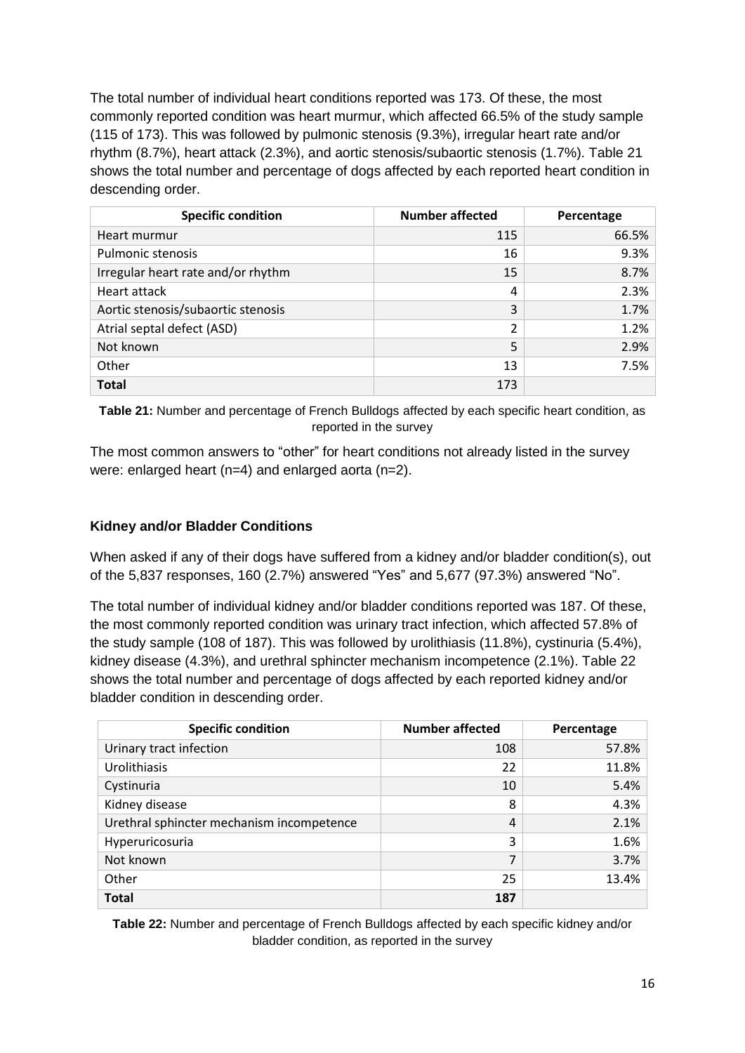The total number of individual heart conditions reported was 173. Of these, the most commonly reported condition was heart murmur, which affected 66.5% of the study sample (115 of 173). This was followed by pulmonic stenosis (9.3%), irregular heart rate and/or rhythm (8.7%), heart attack (2.3%), and aortic stenosis/subaortic stenosis (1.7%). Table 21 shows the total number and percentage of dogs affected by each reported heart condition in descending order.

| Specific condition | Number affected | Percentage |
|---|---:|---:|
| Heart murmur | 115 | 66.5% |
| Pulmonic stenosis | 16 | 9.3% |
| Irregular heart rate and/or rhythm | 15 | 8.7% |
| Heart attack | 4 | 2.3% |
| Aortic stenosis/subaortic stenosis | 3 | 1.7% |
| Atrial septal defect (ASD) | 2 | 1.2% |
| Not known | 5 | 2.9% |
| Other | 13 | 7.5% |
| **Total** | 173 | |

**Table 21:** Number and percentage of French Bulldogs affected by each specific heart condition, as reported in the survey

The most common answers to "other" for heart conditions not already listed in the survey were: enlarged heart (n=4) and enlarged aorta (n=2).

### Kidney and/or Bladder Conditions

When asked if any of their dogs have suffered from a kidney and/or bladder condition(s), out of the 5,837 responses, 160 (2.7%) answered "Yes" and 5,677 (97.3%) answered "No".

The total number of individual kidney and/or bladder conditions reported was 187. Of these, the most commonly reported condition was urinary tract infection, which affected 57.8% of the study sample (108 of 187). This was followed by urolithiasis (11.8%), cystinuria (5.4%), kidney disease (4.3%), and urethral sphincter mechanism incompetence (2.1%). Table 22 shows the total number and percentage of dogs affected by each reported kidney and/or bladder condition in descending order.

| Specific condition | Number affected | Percentage |
|---|---:|---:|
| Urinary tract infection | 108 | 57.8% |
| Urolithiasis | 22 | 11.8% |
| Cystinuria | 10 | 5.4% |
| Kidney disease | 8 | 4.3% |
| Urethral sphincter mechanism incompetence | 4 | 2.1% |
| Hyperuricosuria | 3 | 1.6% |
| Not known | 7 | 3.7% |
| Other | 25 | 13.4% |
| **Total** | **187** | |

**Table 22:** Number and percentage of French Bulldogs affected by each specific kidney and/or bladder condition, as reported in the survey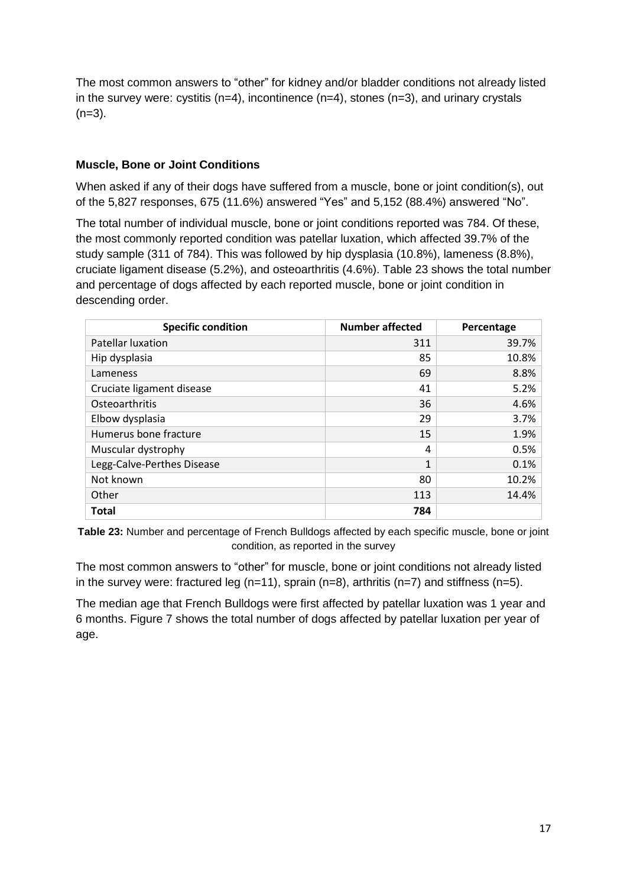The most common answers to "other" for kidney and/or bladder conditions not already listed in the survey were: cystitis (n=4), incontinence (n=4), stones (n=3), and urinary crystals (n=3).

### Muscle, Bone or Joint Conditions

When asked if any of their dogs have suffered from a muscle, bone or joint condition(s), out of the 5,827 responses, 675 (11.6%) answered "Yes" and 5,152 (88.4%) answered "No".

The total number of individual muscle, bone or joint conditions reported was 784. Of these, the most commonly reported condition was patellar luxation, which affected 39.7% of the study sample (311 of 784). This was followed by hip dysplasia (10.8%), lameness (8.8%), cruciate ligament disease (5.2%), and osteoarthritis (4.6%). Table 23 shows the total number and percentage of dogs affected by each reported muscle, bone or joint condition in descending order.

| Specific condition | Number affected | Percentage |
|---|---|---|
| Patellar luxation | 311 | 39.7% |
| Hip dysplasia | 85 | 10.8% |
| Lameness | 69 | 8.8% |
| Cruciate ligament disease | 41 | 5.2% |
| Osteoarthritis | 36 | 4.6% |
| Elbow dysplasia | 29 | 3.7% |
| Humerus bone fracture | 15 | 1.9% |
| Muscular dystrophy | 4 | 0.5% |
| Legg-Calve-Perthes Disease | 1 | 0.1% |
| Not known | 80 | 10.2% |
| Other | 113 | 14.4% |
| **Total** | **784** | |

**Table 23:** Number and percentage of French Bulldogs affected by each specific muscle, bone or joint condition, as reported in the survey

The most common answers to "other" for muscle, bone or joint conditions not already listed in the survey were: fractured leg (n=11), sprain (n=8), arthritis (n=7) and stiffness (n=5).

The median age that French Bulldogs were first affected by patellar luxation was 1 year and 6 months. Figure 7 shows the total number of dogs affected by patellar luxation per year of age.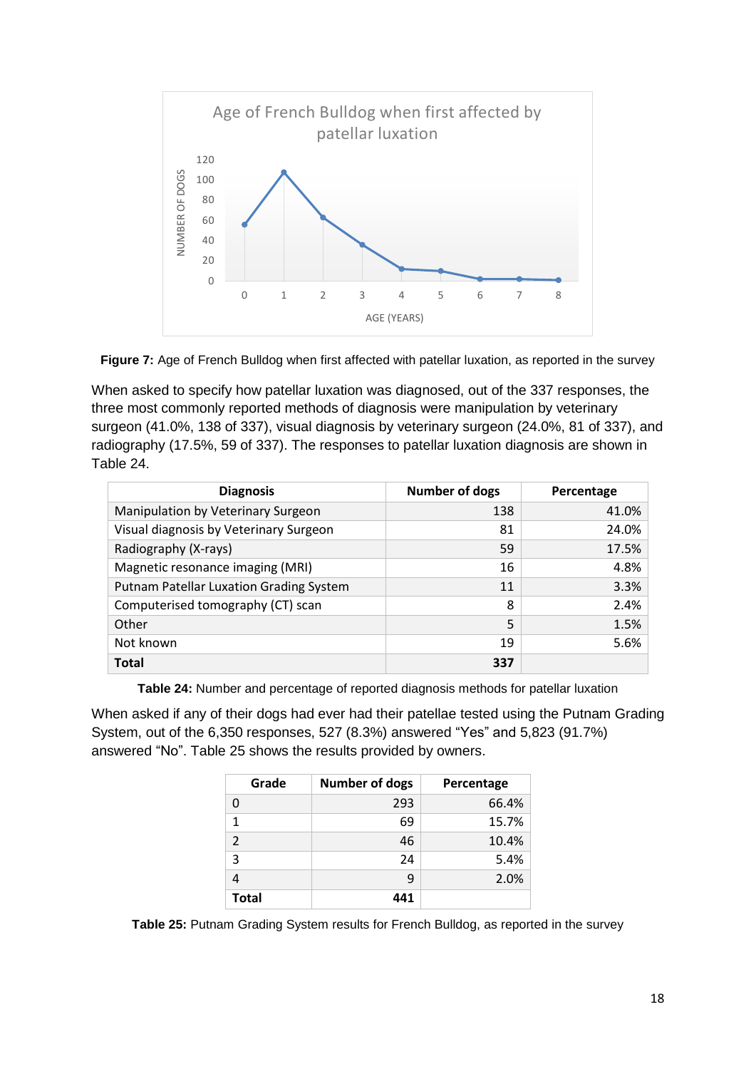**Figure 7:** Age of French Bulldog when first affected with patellar luxation, as reported in the survey

When asked to specify how patellar luxation was diagnosed, out of the 337 responses, the three most commonly reported methods of diagnosis were manipulation by veterinary surgeon (41.0%, 138 of 337), visual diagnosis by veterinary surgeon (24.0%, 81 of 337), and radiography (17.5%, 59 of 337). The responses to patellar luxation diagnosis are shown in Table 24.

| Diagnosis | Number of dogs | Percentage |
|---|---|---|
| Manipulation by Veterinary Surgeon | 138 | 41.0% |
| Visual diagnosis by Veterinary Surgeon | 81 | 24.0% |
| Radiography (X-rays) | 59 | 17.5% |
| Magnetic resonance imaging (MRI) | 16 | 4.8% |
| Putnam Patellar Luxation Grading System | 11 | 3.3% |
| Computerised tomography (CT) scan | 8 | 2.4% |
| Other | 5 | 1.5% |
| Not known | 19 | 5.6% |
| **Total** | **337** | |

**Table 24:** Number and percentage of reported diagnosis methods for patellar luxation

When asked if any of their dogs had ever had their patellae tested using the Putnam Grading System, out of the 6,350 responses, 527 (8.3%) answered "Yes" and 5,823 (91.7%) answered "No". Table 25 shows the results provided by owners.

| Grade | Number of dogs | Percentage |
|---|---|---|
| 0 | 293 | 66.4% |
| 1 | 69 | 15.7% |
| 2 | 46 | 10.4% |
| 3 | 24 | 5.4% |
| 4 | 9 | 2.0% |
| **Total** | **441** | |

**Table 25:** Putnam Grading System results for French Bulldog, as reported in the survey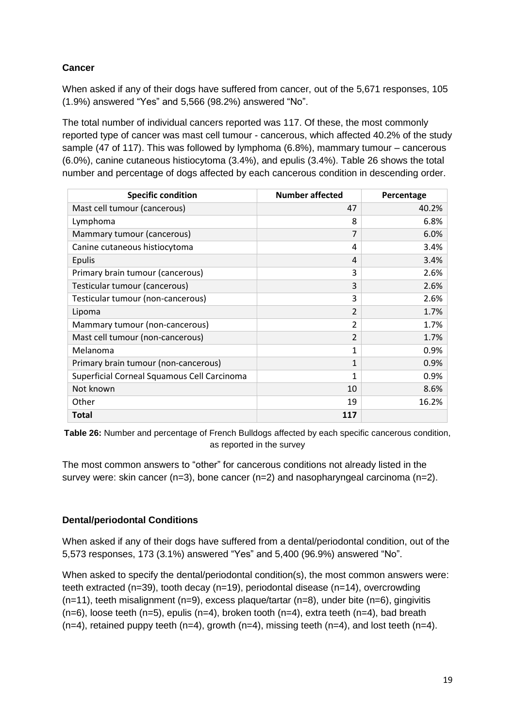### Cancer

When asked if any of their dogs have suffered from cancer, out of the 5,671 responses, 105 (1.9%) answered "Yes" and 5,566 (98.2%) answered "No".

The total number of individual cancers reported was 117. Of these, the most commonly reported type of cancer was mast cell tumour - cancerous, which affected 40.2% of the study sample (47 of 117). This was followed by lymphoma (6.8%), mammary tumour – cancerous (6.0%), canine cutaneous histiocytoma (3.4%), and epulis (3.4%). Table 26 shows the total number and percentage of dogs affected by each cancerous condition in descending order.

| Specific condition | Number affected | Percentage |
|---|---|---|
| Mast cell tumour (cancerous) | 47 | 40.2% |
| Lymphoma | 8 | 6.8% |
| Mammary tumour (cancerous) | 7 | 6.0% |
| Canine cutaneous histiocytoma | 4 | 3.4% |
| Epulis | 4 | 3.4% |
| Primary brain tumour (cancerous) | 3 | 2.6% |
| Testicular tumour (cancerous) | 3 | 2.6% |
| Testicular tumour (non-cancerous) | 3 | 2.6% |
| Lipoma | 2 | 1.7% |
| Mammary tumour (non-cancerous) | 2 | 1.7% |
| Mast cell tumour (non-cancerous) | 2 | 1.7% |
| Melanoma | 1 | 0.9% |
| Primary brain tumour (non-cancerous) | 1 | 0.9% |
| Superficial Corneal Squamous Cell Carcinoma | 1 | 0.9% |
| Not known | 10 | 8.6% |
| Other | 19 | 16.2% |
| **Total** | **117** | |

**Table 26:** Number and percentage of French Bulldogs affected by each specific cancerous condition, as reported in the survey

The most common answers to "other" for cancerous conditions not already listed in the survey were: skin cancer (n=3), bone cancer (n=2) and nasopharyngeal carcinoma (n=2).

### Dental/periodontal Conditions

When asked if any of their dogs have suffered from a dental/periodontal condition, out of the 5,573 responses, 173 (3.1%) answered "Yes" and 5,400 (96.9%) answered "No".

When asked to specify the dental/periodontal condition(s), the most common answers were: teeth extracted (n=39), tooth decay (n=19), periodontal disease (n=14), overcrowding (n=11), teeth misalignment (n=9), excess plaque/tartar (n=8), under bite (n=6), gingivitis (n=6), loose teeth (n=5), epulis (n=4), broken tooth (n=4), extra teeth (n=4), bad breath (n=4), retained puppy teeth (n=4), growth (n=4), missing teeth (n=4), and lost teeth (n=4).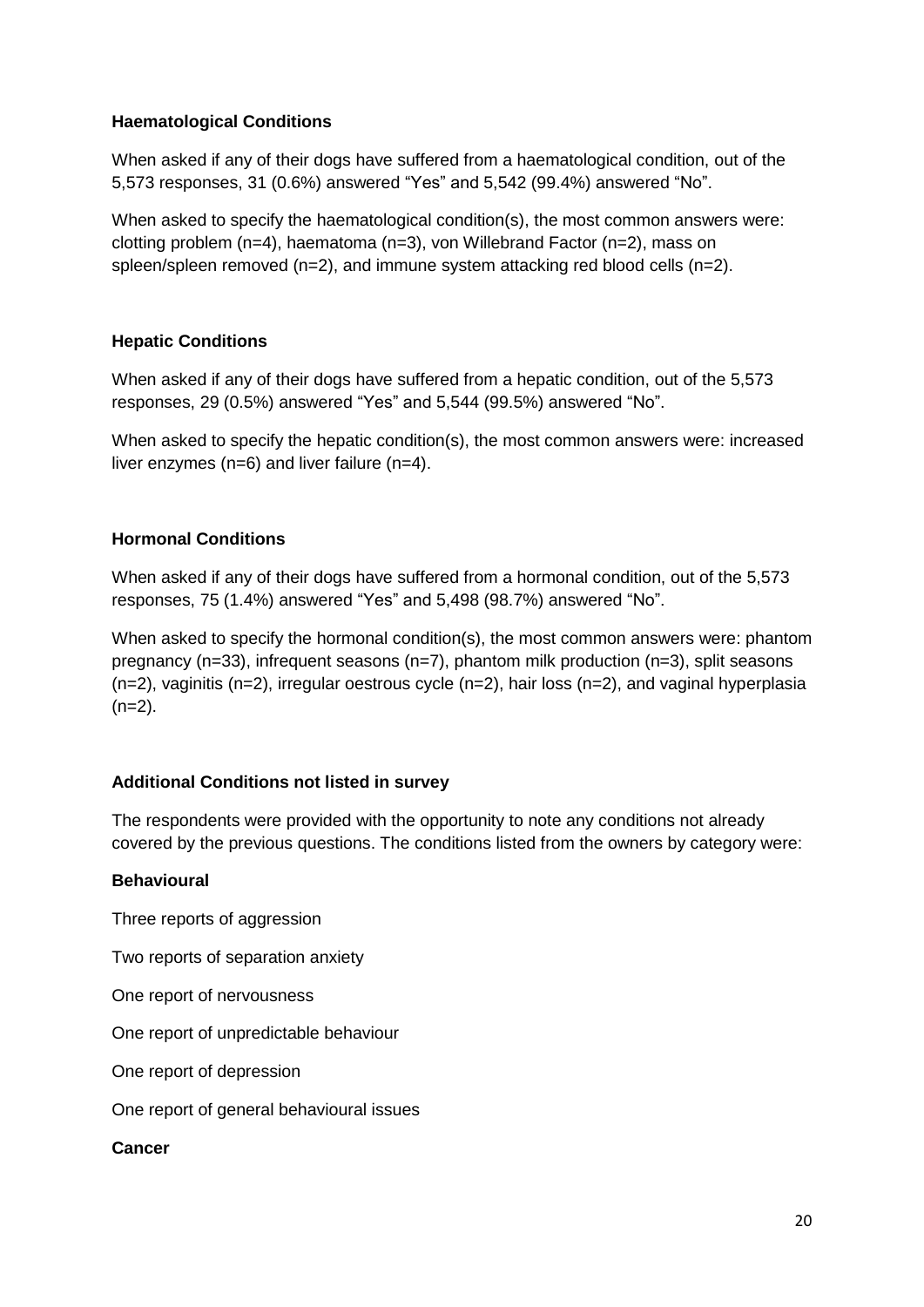**Haematological Conditions**

When asked if any of their dogs have suffered from a haematological condition, out of the 5,573 responses, 31 (0.6%) answered "Yes" and 5,542 (99.4%) answered "No".

When asked to specify the haematological condition(s), the most common answers were: clotting problem (n=4), haematoma (n=3), von Willebrand Factor (n=2), mass on spleen/spleen removed (n=2), and immune system attacking red blood cells (n=2).

**Hepatic Conditions**

When asked if any of their dogs have suffered from a hepatic condition, out of the 5,573 responses, 29 (0.5%) answered "Yes" and 5,544 (99.5%) answered "No".

When asked to specify the hepatic condition(s), the most common answers were: increased liver enzymes (n=6) and liver failure (n=4).

**Hormonal Conditions**

When asked if any of their dogs have suffered from a hormonal condition, out of the 5,573 responses, 75 (1.4%) answered "Yes" and 5,498 (98.7%) answered "No".

When asked to specify the hormonal condition(s), the most common answers were: phantom pregnancy (n=33), infrequent seasons (n=7), phantom milk production (n=3), split seasons (n=2), vaginitis (n=2), irregular oestrous cycle (n=2), hair loss (n=2), and vaginal hyperplasia (n=2).

**Additional Conditions not listed in survey**

The respondents were provided with the opportunity to note any conditions not already covered by the previous questions. The conditions listed from the owners by category were:

**Behavioural**

Three reports of aggression

Two reports of separation anxiety

One report of nervousness

One report of unpredictable behaviour

One report of depression

One report of general behavioural issues

**Cancer**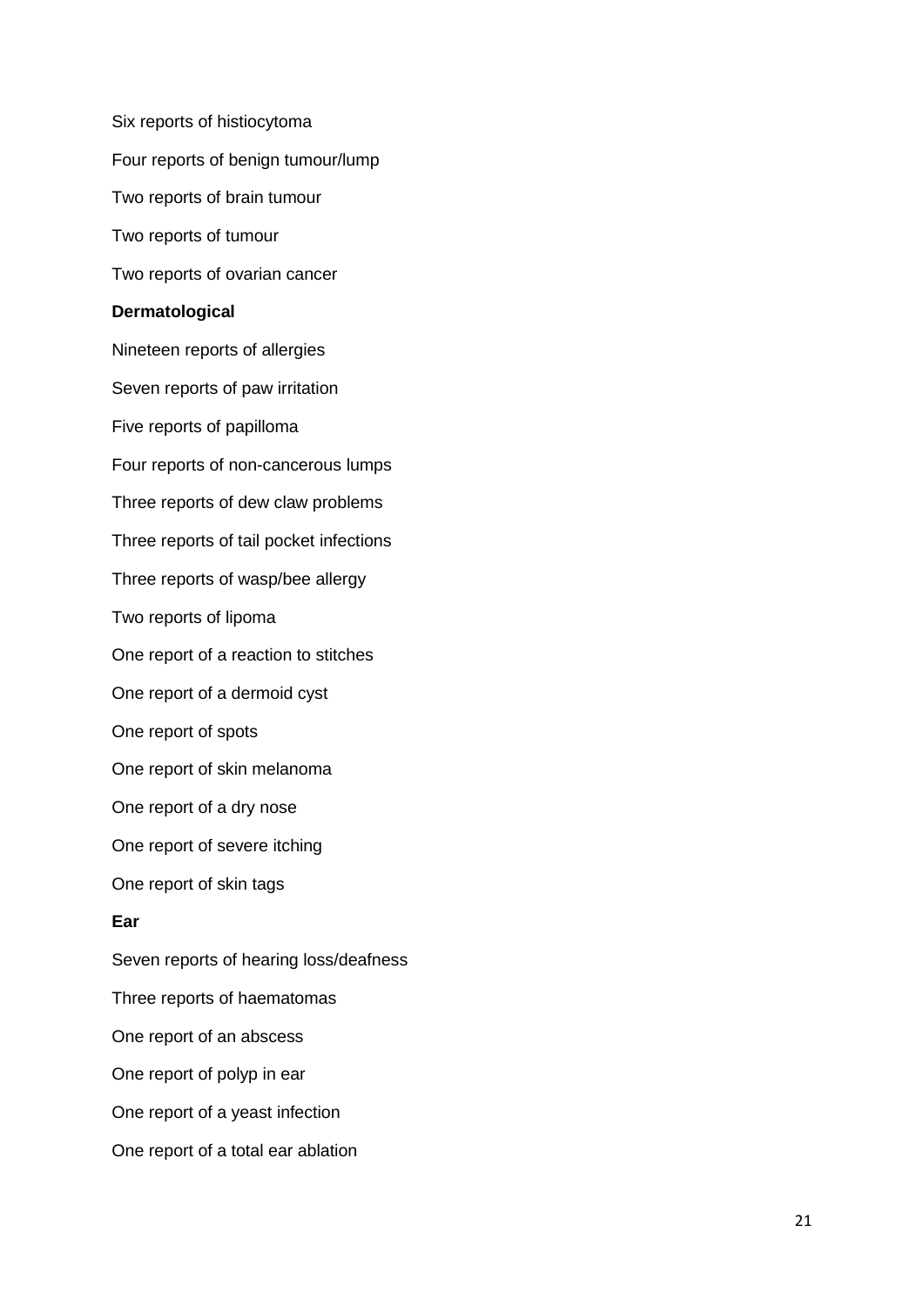Six reports of histiocytoma

Four reports of benign tumour/lump

Two reports of brain tumour

Two reports of tumour

Two reports of ovarian cancer

**Dermatological**

Nineteen reports of allergies

Seven reports of paw irritation

Five reports of papilloma

Four reports of non-cancerous lumps

Three reports of dew claw problems

Three reports of tail pocket infections

Three reports of wasp/bee allergy

Two reports of lipoma

One report of a reaction to stitches

One report of a dermoid cyst

One report of spots

One report of skin melanoma

One report of a dry nose

One report of severe itching

One report of skin tags

**Ear**

Seven reports of hearing loss/deafness

Three reports of haematomas

One report of an abscess

One report of polyp in ear

One report of a yeast infection

One report of a total ear ablation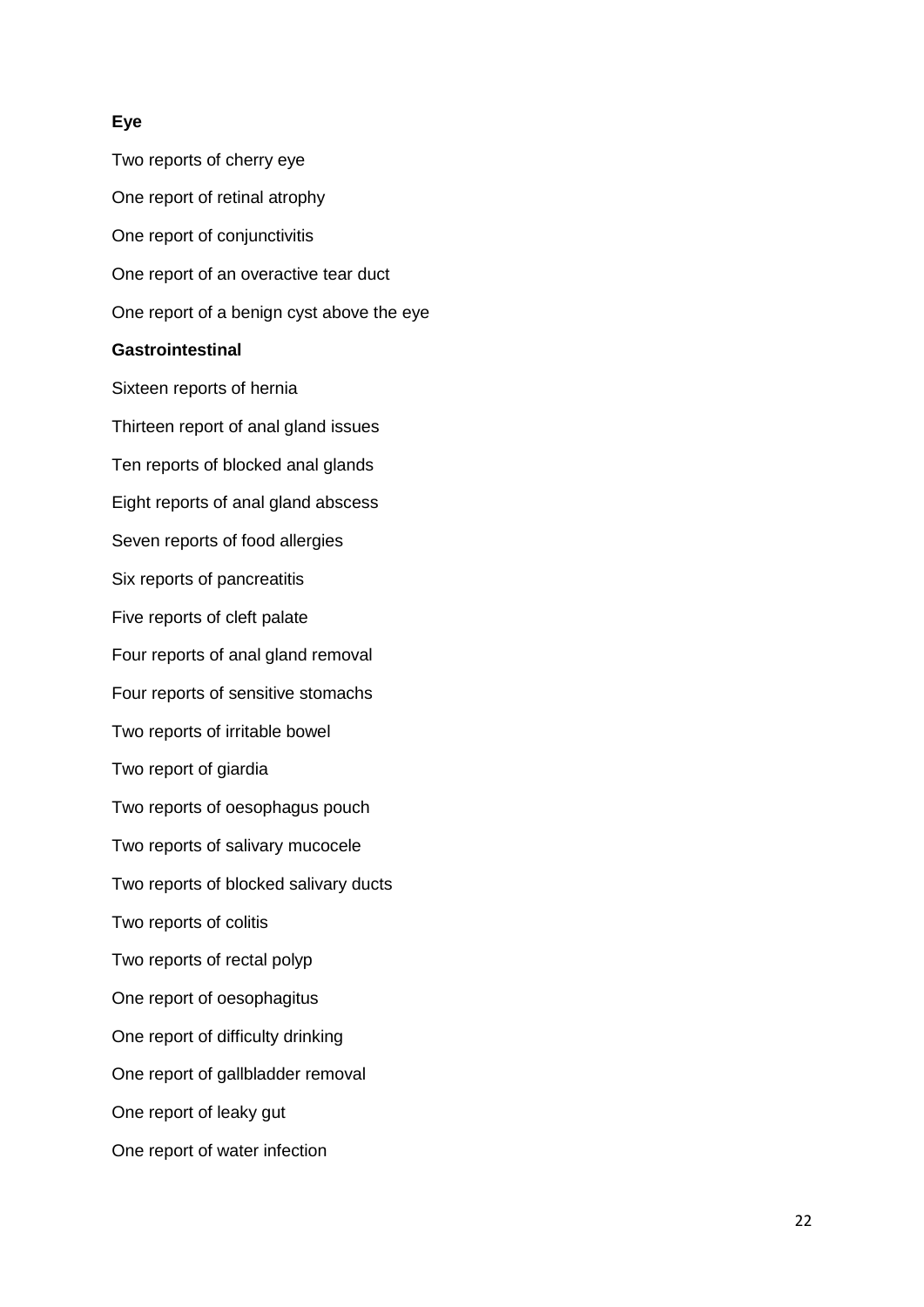**Eye**

Two reports of cherry eye

One report of retinal atrophy

One report of conjunctivitis

One report of an overactive tear duct

One report of a benign cyst above the eye

**Gastrointestinal**

Sixteen reports of hernia

Thirteen report of anal gland issues

Ten reports of blocked anal glands

Eight reports of anal gland abscess

Seven reports of food allergies

Six reports of pancreatitis

Five reports of cleft palate

Four reports of anal gland removal

Four reports of sensitive stomachs

Two reports of irritable bowel

Two report of giardia

Two reports of oesophagus pouch

Two reports of salivary mucocele

Two reports of blocked salivary ducts

Two reports of colitis

Two reports of rectal polyp

One report of oesophagitus

One report of difficulty drinking

One report of gallbladder removal

One report of leaky gut

One report of water infection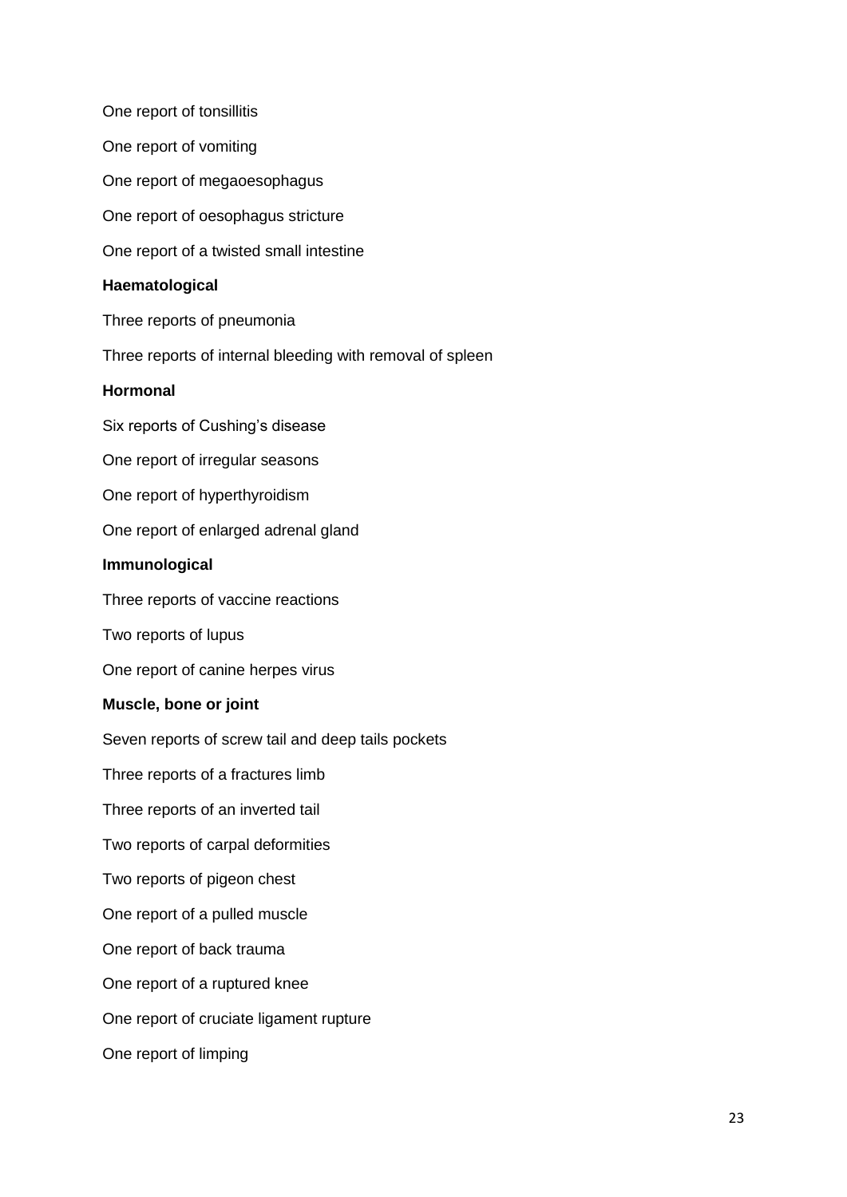One report of tonsillitis

One report of vomiting

One report of megaoesophagus

One report of oesophagus stricture

One report of a twisted small intestine

**Haematological**

Three reports of pneumonia

Three reports of internal bleeding with removal of spleen

**Hormonal**

Six reports of Cushing's disease

One report of irregular seasons

One report of hyperthyroidism

One report of enlarged adrenal gland

**Immunological**

Three reports of vaccine reactions

Two reports of lupus

One report of canine herpes virus

**Muscle, bone or joint**

Seven reports of screw tail and deep tails pockets

Three reports of a fractures limb

Three reports of an inverted tail

Two reports of carpal deformities

Two reports of pigeon chest

One report of a pulled muscle

One report of back trauma

One report of a ruptured knee

One report of cruciate ligament rupture

One report of limping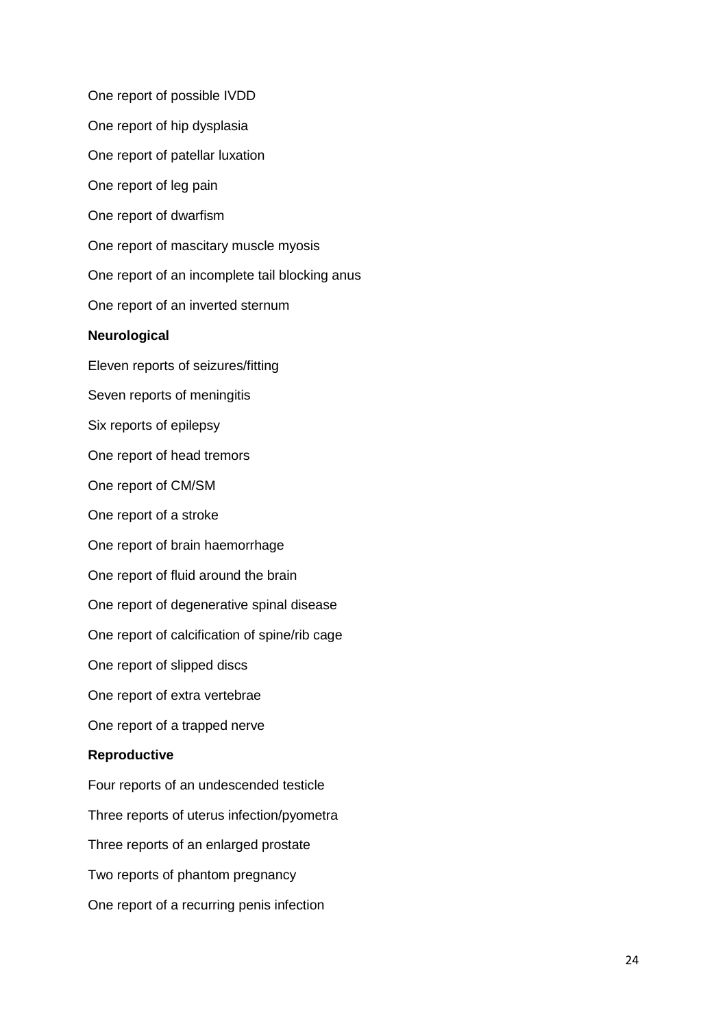One report of possible IVDD

One report of hip dysplasia

One report of patellar luxation

One report of leg pain

One report of dwarfism

One report of mascitary muscle myosis

One report of an incomplete tail blocking anus

One report of an inverted sternum

**Neurological**

Eleven reports of seizures/fitting

Seven reports of meningitis

Six reports of epilepsy

One report of head tremors

One report of CM/SM

One report of a stroke

One report of brain haemorrhage

One report of fluid around the brain

One report of degenerative spinal disease

One report of calcification of spine/rib cage

One report of slipped discs

One report of extra vertebrae

One report of a trapped nerve

**Reproductive**

Four reports of an undescended testicle

Three reports of uterus infection/pyometra

Three reports of an enlarged prostate

Two reports of phantom pregnancy

One report of a recurring penis infection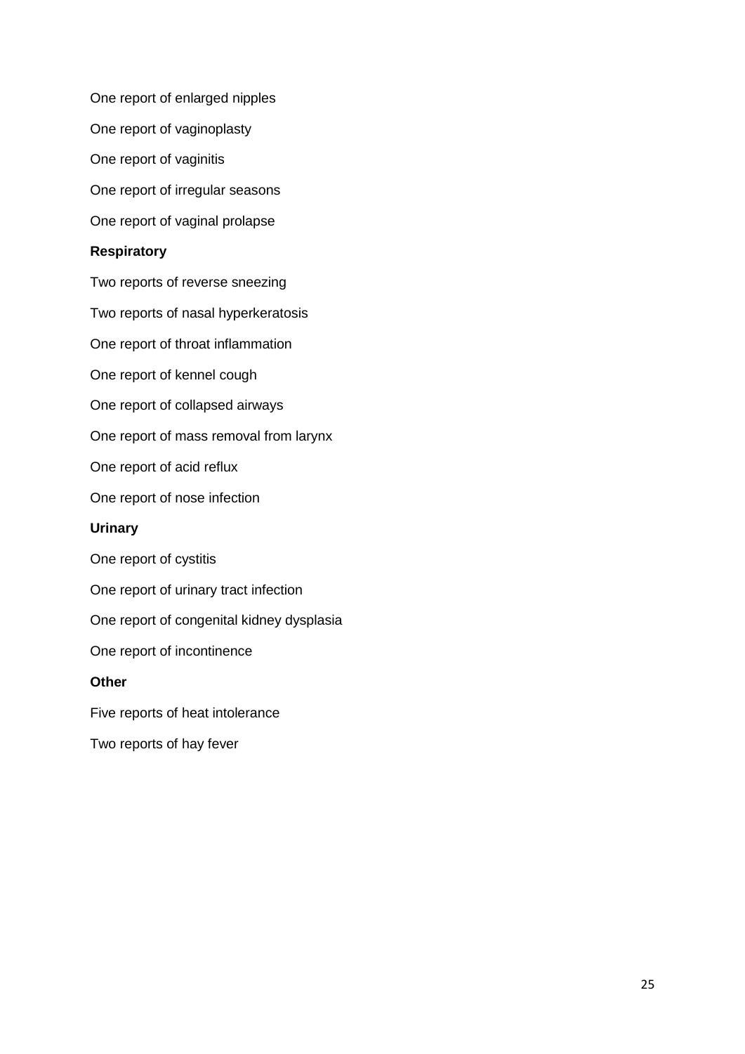One report of enlarged nipples

One report of vaginoplasty

One report of vaginitis

One report of irregular seasons

One report of vaginal prolapse

**Respiratory**

Two reports of reverse sneezing

Two reports of nasal hyperkeratosis

One report of throat inflammation

One report of kennel cough

One report of collapsed airways

One report of mass removal from larynx

One report of acid reflux

One report of nose infection

**Urinary**

One report of cystitis

One report of urinary tract infection

One report of congenital kidney dysplasia

One report of incontinence

**Other**

Five reports of heat intolerance

Two reports of hay fever